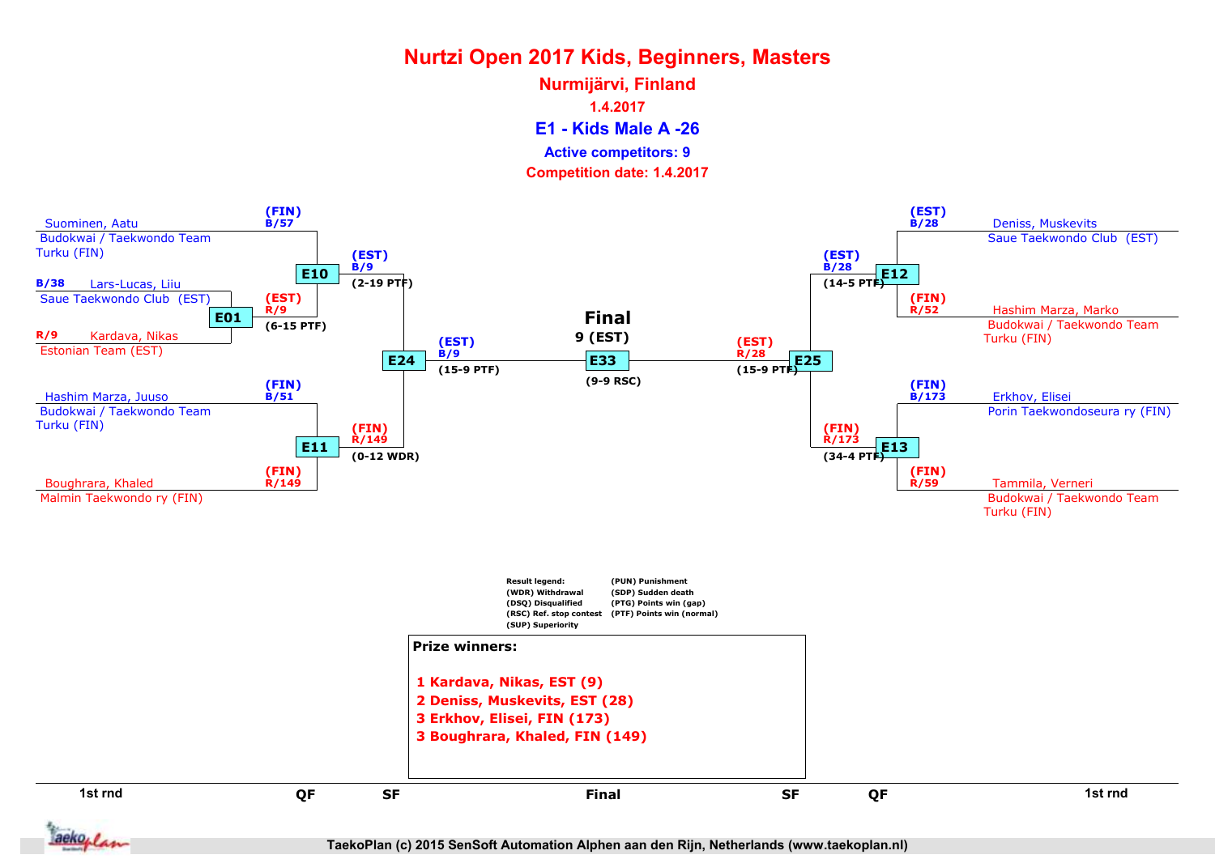# Nurtzi Open 2017 Kids, Beginners, Masters

## Nurmijärvi, Finland

**1.4.2017**

## E1 - Kids Male A -26

**Active competitors: 9**

**Competition date: 1.4.2017**

### 1st round

| Match | Competitor | Club | Corner | Winner | Result |
|---|---|---|---|---|---|
| E01 | Lars-Lucas, Liiu | Saue Taekwondo Club (EST) | B/38 | (EST) R/9 | (6-15 PTF) |
| | Kardava, Nikas | Estonian Team (EST) | R/9 | | |

### Quarterfinals

| Match | Competitor | Club | Corner | Winner | Result |
|---|---|---|---|---|---|
| E10 | Suominen, Aatu | Budokwai / Taekwondo Team Turku (FIN) | (FIN) B/57 | (EST) B/9 | (2-19 PTF) |
| | Winner E01 | | (EST) R/9 | | |
| E11 | Hashim Marza, Juuso | Budokwai / Taekwondo Team Turku (FIN) | (FIN) B/51 | (FIN) R/149 | (0-12 WDR) |
| | Boughrara, Khaled | Malmin Taekwondo ry (FIN) | (FIN) R/149 | | |
| E12 | Deniss, Muskevits | Saue Taekwondo Club (EST) | (EST) B/28 | (EST) B/28 | (14-5 PTF) |
| | Hashim Marza, Marko | Budokwai / Taekwondo Team Turku (FIN) | (FIN) R/52 | | |
| E13 | Erkhov, Elisei | Porin Taekwondoseura ry (FIN) | (FIN) B/173 | (FIN) R/173 | (34-4 PTF) |
| | Tammila, Verneri | Budokwai / Taekwondo Team Turku (FIN) | (FIN) R/59 | | |

### Semifinals

| Match | Winner | Result |
|---|---|---|
| E24 | (EST) B/9 | (15-9 PTF) |
| E25 | (EST) R/28 | (15-9 PTF) |

### Final

| Match | Winner | Result |
|---|---|---|
| E33 | 9 (EST) | (9-9 RSC) |

**Result legend:**

- (WDR) Withdrawal
- (DSQ) Disqualified
- (RSC) Ref. stop contest
- (SUP) Superiority
- (PUN) Punishment
- (SDP) Sudden death
- (PTG) Points win (gap)
- (PTF) Points win (normal)

**Prize winners:**

1. Kardava, Nikas, EST (9)
2. Deniss, Muskevits, EST (28)
3. Erkhov, Elisei, FIN (173)
3. Boughrara, Khaled, FIN (149)

TaekoPlan (c) 2015 SenSoft Automation Alphen aan den Rijn, Netherlands (www.taekoplan.nl)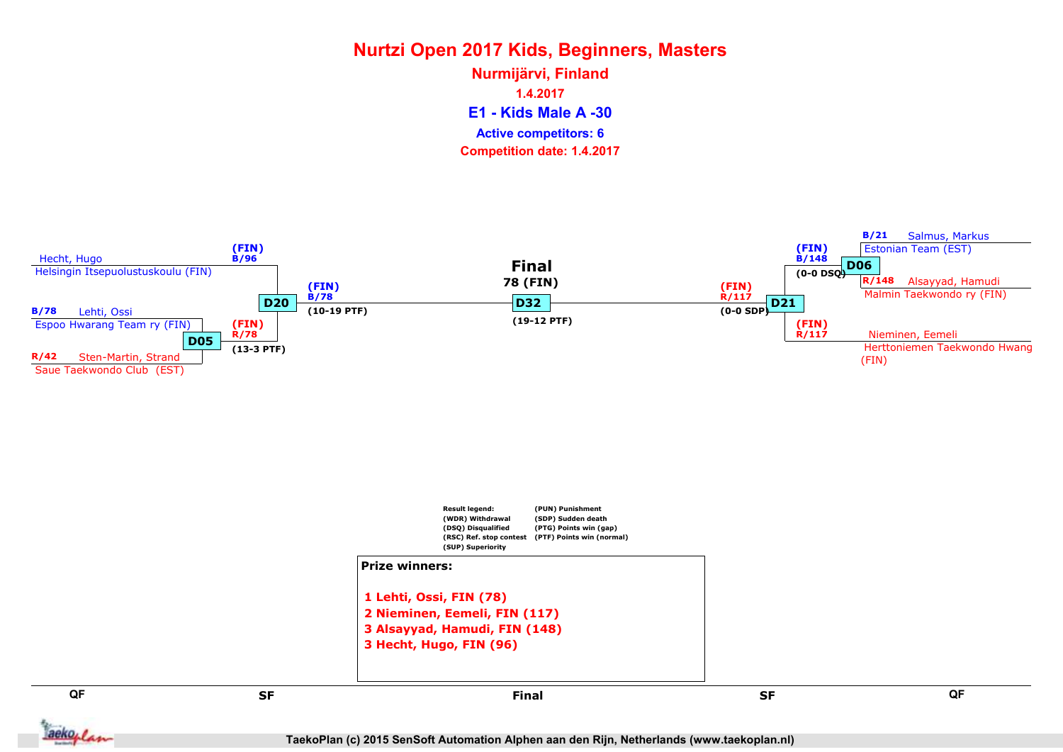# Nurtzi Open 2017 Kids, Beginners, Masters

## Nurmijärvi, Finland

**1.4.2017**

## E1 - Kids Male A -30

**Active competitors: 6**

**Competition date: 1.4.2017**

**QF**

Hecht, Hugo
Helsingin Itsepuolustuskoulu (FIN)

B/78 Lehti, Ossi
Espoo Hwarang Team ry (FIN)

D05

R/42 Sten-Martin, Strand
Saue Taekwondo Club (EST)

**SF**

(FIN)
B/96

D20

(FIN)
R/78
(13-3 PTF)

**Final**

(FIN)
B/78
(10-19 PTF)

Final
78 (FIN)

D32

(19-12 PTF)

(FIN)
R/117
(0-0 SDP)

**SF**

D21

(FIN)
B/148
(0-0 DSQ)

(FIN)
R/117

**QF**

B/21 Salmus, Markus
Estonian Team (EST)

D06

R/148 Alsayyad, Hamudi
Malmin Taekwondo ry (FIN)

Nieminen, Eemeli
Herttoniemen Taekwondo Hwang (FIN)

Result legend:
(WDR) Withdrawal
(DSQ) Disqualified
(RSC) Ref. stop contest
(SUP) Superiority
(PUN) Punishment
(SDP) Sudden death
(PTG) Points win (gap)
(PTF) Points win (normal)

**Prize winners:**

1 Lehti, Ossi, FIN (78)
2 Nieminen, Eemeli, FIN (117)
3 Alsayyad, Hamudi, FIN (148)
3 Hecht, Hugo, FIN (96)

TaekoPlan (c) 2015 SenSoft Automation Alphen aan den Rijn, Netherlands (www.taekoplan.nl)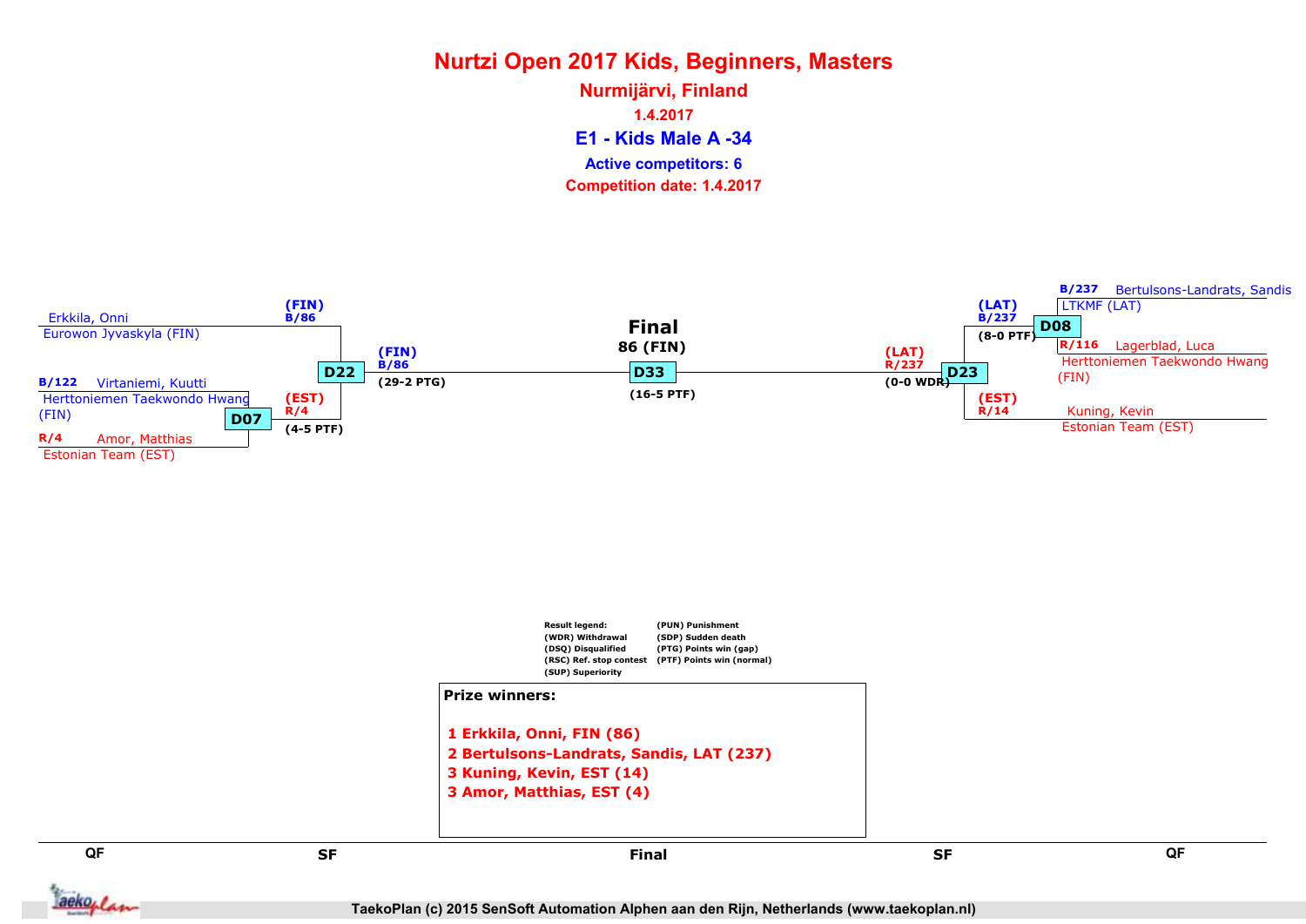# Nurtzi Open 2017 Kids, Beginners, Masters

## Nurmijärvi, Finland

1.4.2017

### E1 - Kids Male A -34

**Active competitors: 6**

**Competition date: 1.4.2017**

**QF (left)**

- Erkkila, Onni — Eurowon Jyvaskyla (FIN)
- B/122 Virtaniemi, Kuutti — Herttoniemen Taekwondo Hwang (FIN)
- R/4 Amor, Matthias — Estonian Team (EST)

**D07:** (EST) R/4 (4-5 PTF)

**SF (left)**

**D22:** (FIN) B/86 — (FIN) B/86 vs (EST) R/4 — (29-2 PTG)

**Final**

86 (FIN)

**D33:** (16-5 PTF)

**SF (right)**

**D23:** (LAT) R/237 — (LAT) B/237 vs (EST) R/14 — (0-0 WDR)

**QF (right)**

- B/237 Bertulsons-Landrats, Sandis — LTKMF (LAT)
- R/116 Lagerblad, Luca — Herttoniemen Taekwondo Hwang (FIN)
- Kuning, Kevin — Estonian Team (EST)

**D08:** (LAT) B/237 (8-0 PTF)

Result legend:
- (WDR) Withdrawal
- (DSQ) Disqualified
- (RSC) Ref. stop contest
- (SUP) Superiority
- (PUN) Punishment
- (SDP) Sudden death
- (PTG) Points win (gap)
- (PTF) Points win (normal)

**Prize winners:**

1 Erkkila, Onni, FIN (86)
2 Bertulsons-Landrats, Sandis, LAT (237)
3 Kuning, Kevin, EST (14)
3 Amor, Matthias, EST (4)

QF — SF — Final — SF — QF

TaekoPlan (c) 2015 SenSoft Automation Alphen aan den Rijn, Netherlands (www.taekoplan.nl)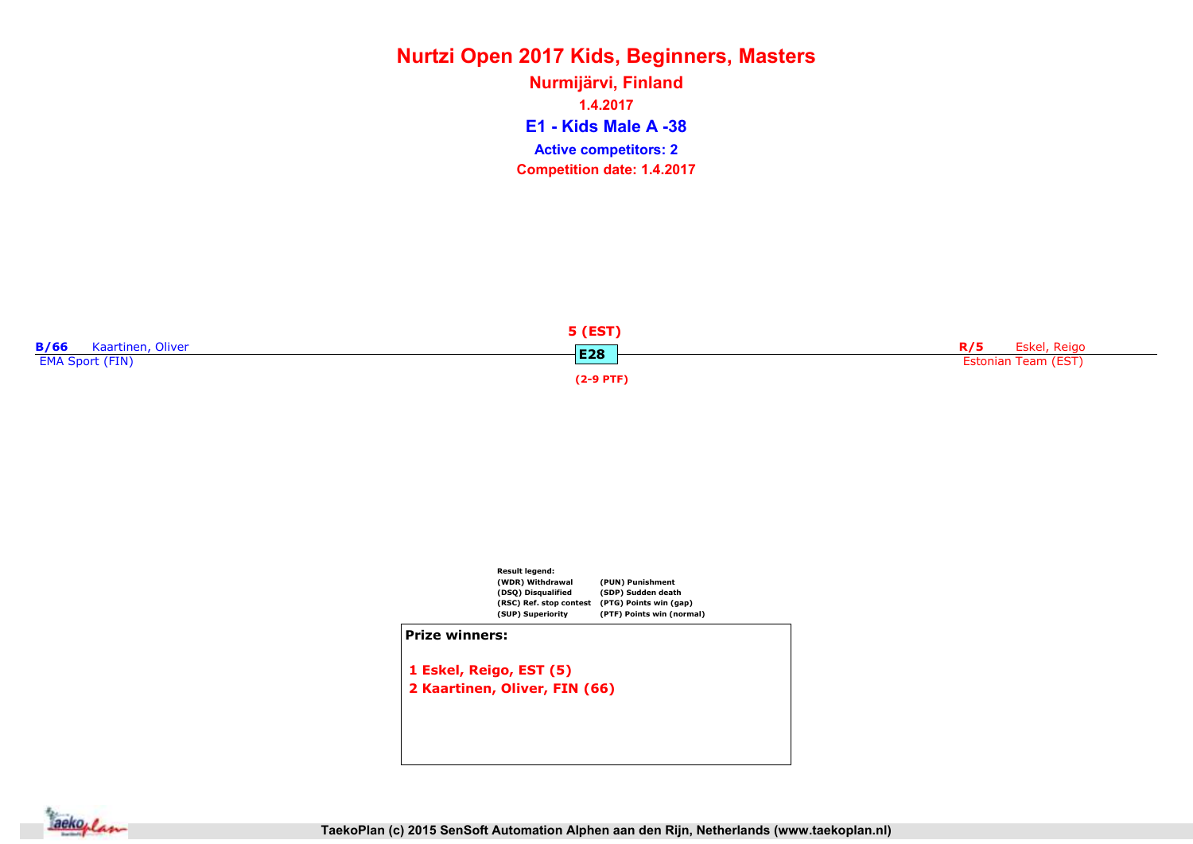# Nurtzi Open 2017 Kids, Beginners, Masters

## Nurmijärvi, Finland

1.4.2017

## E1 - Kids Male A -38

**Active competitors: 2**

**Competition date: 1.4.2017**

**B/66** Kaartinen, Oliver
EMA Sport (FIN)

5 (EST)
**E28**
(2-9 PTF)

**R/5** Eskel, Reigo
Estonian Team (EST)

**Result legend:**

| | |
|---|---|
| (WDR) Withdrawal | (PUN) Punishment |
| (DSQ) Disqualified | (SDP) Sudden death |
| (RSC) Ref. stop contest | (PTG) Points win (gap) |
| (SUP) Superiority | (PTF) Points win (normal) |

**Prize winners:**

1 Eskel, Reigo, EST (5)
2 Kaartinen, Oliver, FIN (66)

TaekoPlan (c) 2015 SenSoft Automation Alphen aan den Rijn, Netherlands (www.taekoplan.nl)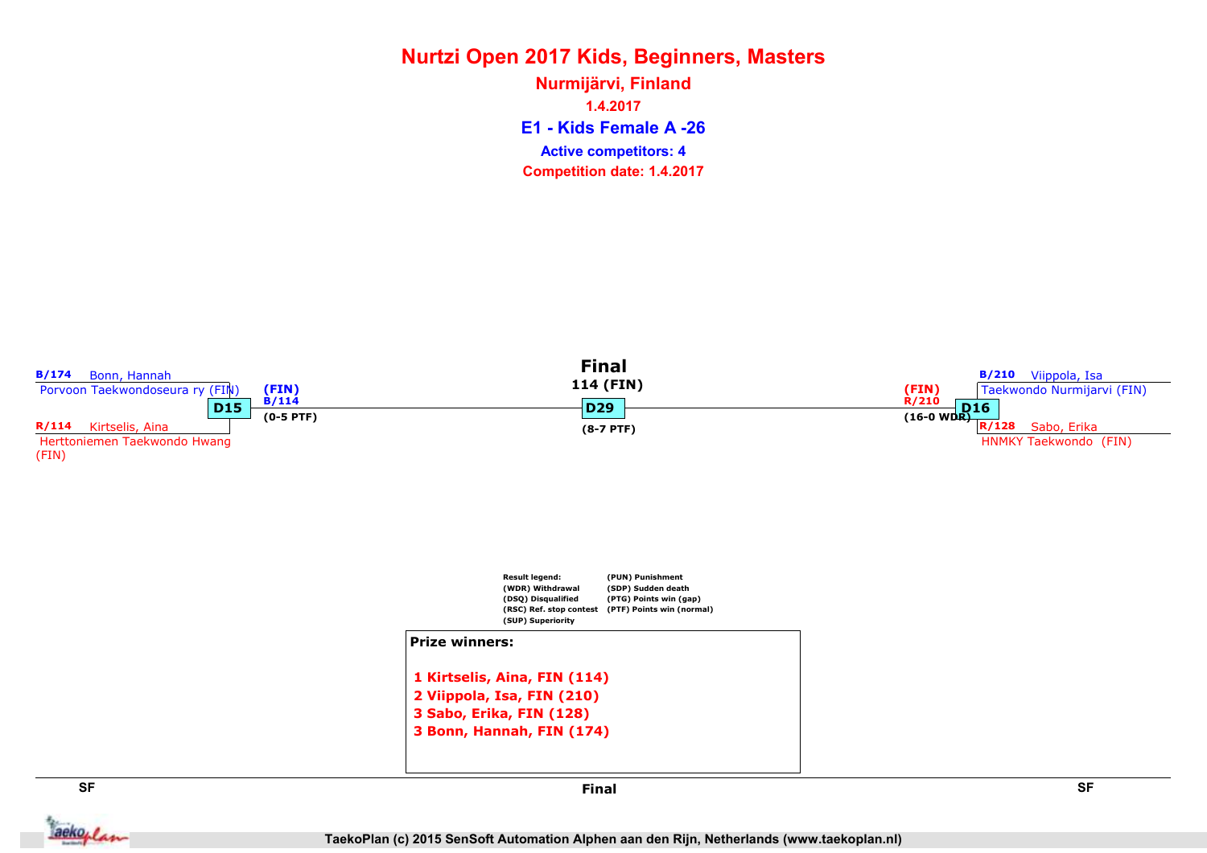# Nurtzi Open 2017 Kids, Beginners, Masters

## Nurmijärvi, Finland

1.4.2017

## E1 - Kids Female A -26

**Active competitors: 4**

**Competition date: 1.4.2017**

### Final

114 (FIN)

**D29** (8-7 PTF)

**SF (D15):**
- B/174 Bonn, Hannah – Porvoon Taekwondoseura ry (FIN)
- R/114 Kirtselis, Aina – Herttoniemen Taekwondo Hwang (FIN)

Winner: (FIN) B/114 (0-5 PTF)

**SF (D16):**
- B/210 Viippola, Isa – Taekwondo Nurmijarvi (FIN)
- R/128 Sabo, Erika – HNMKY Taekwondo (FIN)

Winner: (FIN) R/210 (16-0 WDR)

Result legend:
- (WDR) Withdrawal
- (DSQ) Disqualified
- (RSC) Ref. stop contest
- (SUP) Superiority
- (PUN) Punishment
- (SDP) Sudden death
- (PTG) Points win (gap)
- (PTF) Points win (normal)

**Prize winners:**

1 Kirtselis, Aina, FIN (114)
2 Viippola, Isa, FIN (210)
3 Sabo, Erika, FIN (128)
3 Bonn, Hannah, FIN (174)

SF | Final | SF

TaekoPlan (c) 2015 SenSoft Automation Alphen aan den Rijn, Netherlands (www.taekoplan.nl)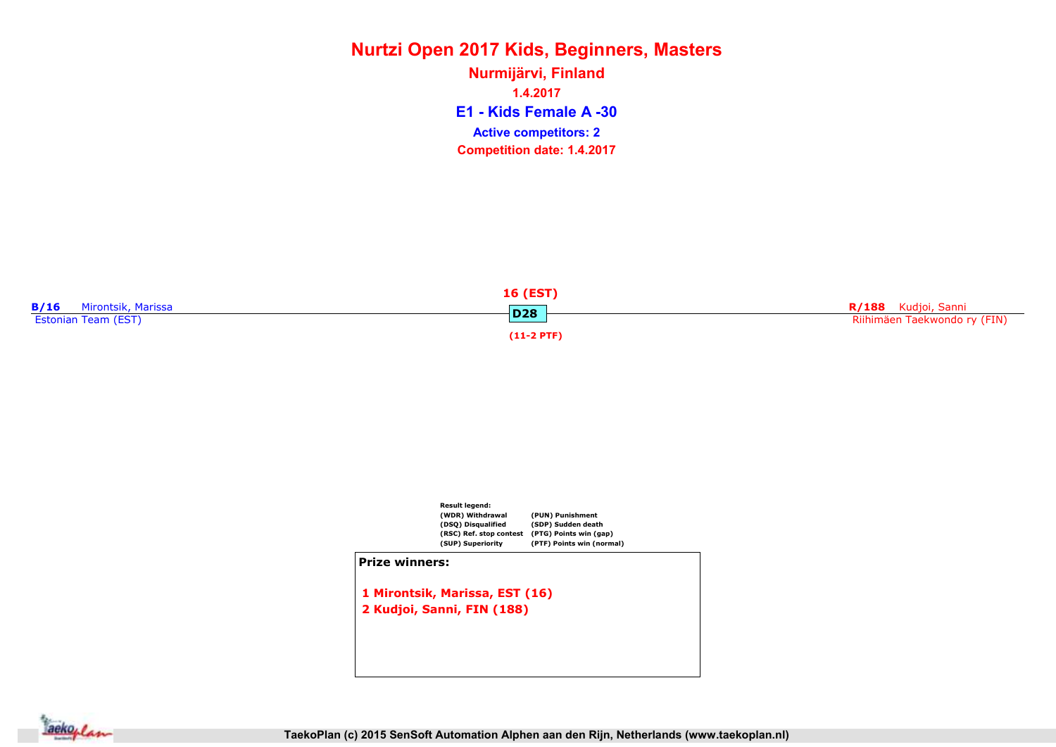# Nurtzi Open 2017 Kids, Beginners, Masters

## Nurmijärvi, Finland

**1.4.2017**

## E1 - Kids Female A -30

**Active competitors: 2**

**Competition date: 1.4.2017**

**B/16** Mirontsik, Marissa
Estonian Team (EST)

**16 (EST)**
**D28**
**(11-2 PTF)**

**R/188** Kudjoi, Sanni
Riihimäen Taekwondo ry (FIN)

**Result legend:**

| | |
|---|---|
| (WDR) Withdrawal | (PUN) Punishment |
| (DSQ) Disqualified | (SDP) Sudden death |
| (RSC) Ref. stop contest | (PTG) Points win (gap) |
| (SUP) Superiority | (PTF) Points win (normal) |

**Prize winners:**

**1 Mirontsik, Marissa, EST (16)**
**2 Kudjoi, Sanni, FIN (188)**

TaekoPlan (c) 2015 SenSoft Automation Alphen aan den Rijn, Netherlands (www.taekoplan.nl)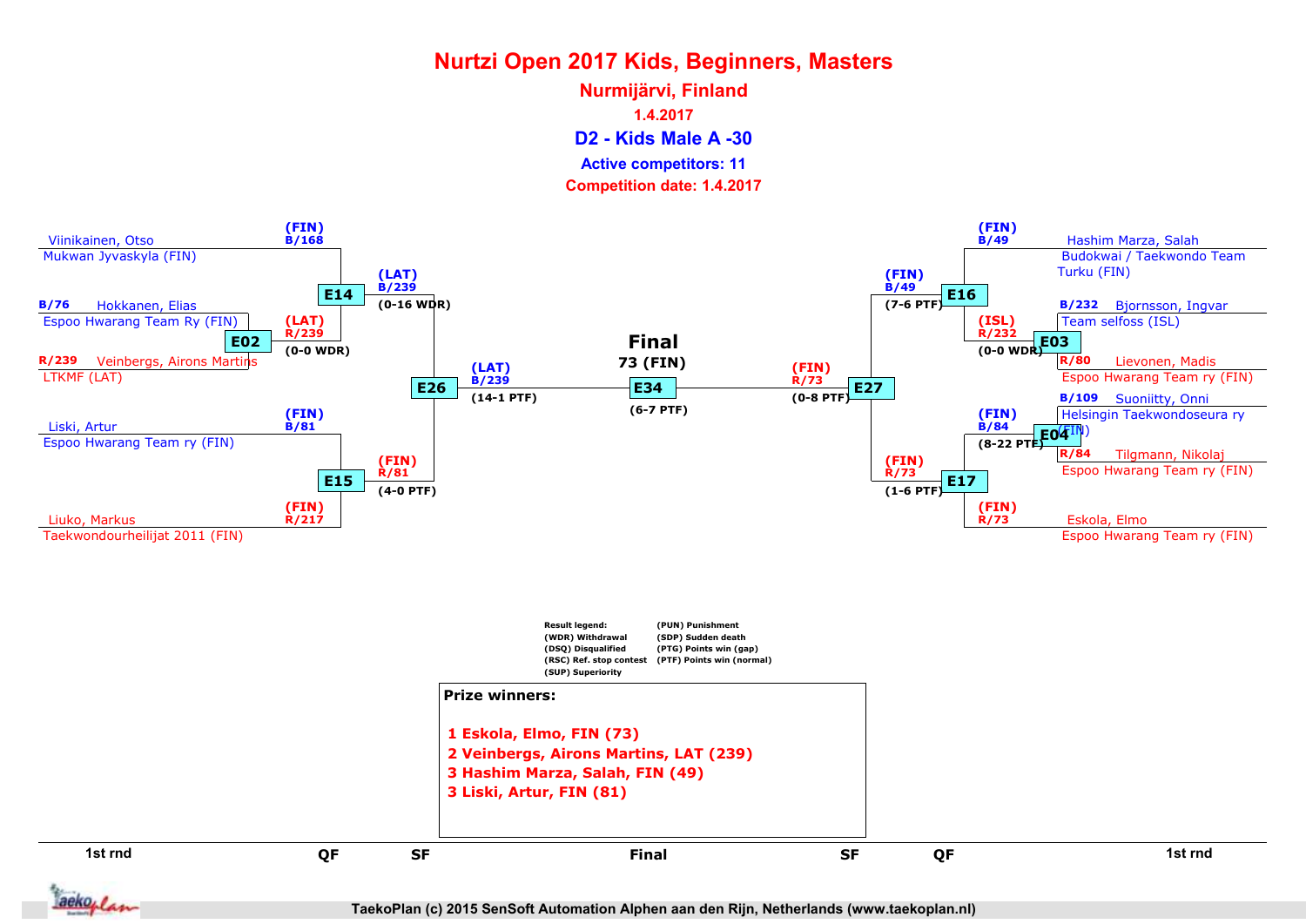# Nurtzi Open 2017 Kids, Beginners, Masters

## Nurmijärvi, Finland

1.4.2017

## D2 - Kids Male A -30

Active competitors: 11

Competition date: 1.4.2017

### 1st rnd / QF / SF (left side)

- Viinikainen, Otso – Mukwan Jyvaskyla (FIN) — (FIN) B/168
- B/76 Hokkanen, Elias – Espoo Hwarang Team Ry (FIN)
- R/239 Veinbergs, Airons Martins – LTKMF (LAT)
- **E02**: (LAT) R/239 (0-0 WDR)
- **E14**: (LAT) B/239 (0-16 WDR)
- Liski, Artur – Espoo Hwarang Team ry (FIN) — (FIN) B/81
- Liuko, Markus – Taekwondourheilijat 2011 (FIN) — (FIN) R/217
- **E15**: (FIN) R/81 (4-0 PTF)
- **E26**: (LAT) B/239 (14-1 PTF)

### Final

- **E34**: 73 (FIN) (6-7 PTF)

### SF / QF / 1st rnd (right side)

- Hashim Marza, Salah – Budokwai / Taekwondo Team Turku (FIN) — (FIN) B/49
- B/232 Bjornsson, Ingvar – Team selfoss (ISL)
- R/80 Lievonen, Madis – Espoo Hwarang Team ry (FIN)
- **E03**: (ISL) R/232 (0-0 WDR)
- **E16**: (FIN) B/49 (7-6 PTF)
- B/109 Suoniitty, Onni – Helsingin Taekwondoseura ry (FIN)
- R/84 Tilgmann, Nikolaj – Espoo Hwarang Team ry (FIN)
- **E04**: (FIN) B/84 (8-22 PTF)
- Eskola, Elmo – Espoo Hwarang Team ry (FIN) — (FIN) R/73
- **E17**: (FIN) R/73 (1-6 PTF)
- **E27**: (FIN) R/73 (0-8 PTF)

Result legend:
(WDR) Withdrawal
(DSQ) Disqualified
(RSC) Ref. stop contest
(SUP) Superiority
(PUN) Punishment
(SDP) Sudden death
(PTG) Points win (gap)
(PTF) Points win (normal)

**Prize winners:**

1 Eskola, Elmo, FIN (73)
2 Veinbergs, Airons Martins, LAT (239)
3 Hashim Marza, Salah, FIN (49)
3 Liski, Artur, FIN (81)

TaekoPlan (c) 2015 SenSoft Automation Alphen aan den Rijn, Netherlands (www.taekoplan.nl)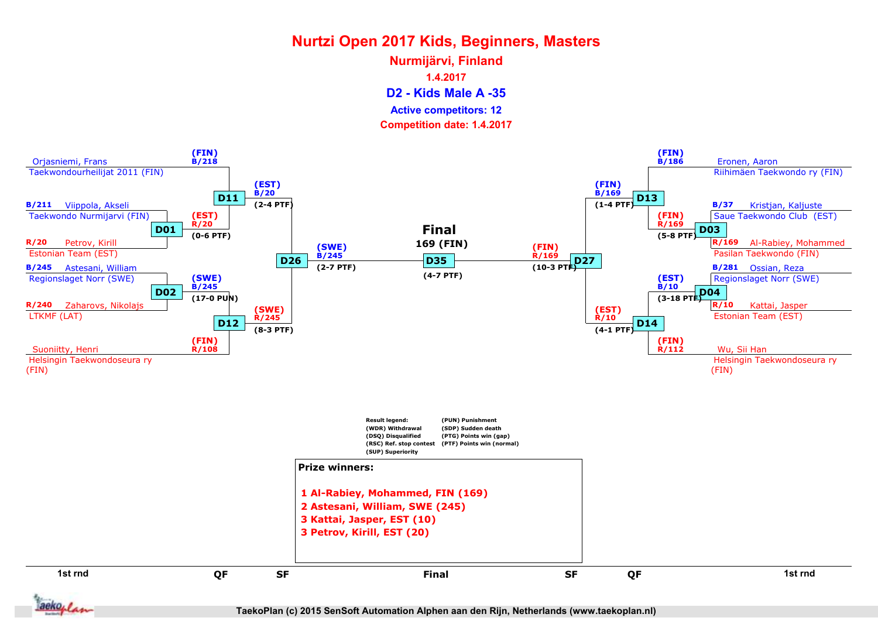# Nurtzi Open 2017 Kids, Beginners, Masters

## Nurmijärvi, Finland

1.4.2017

### D2 - Kids Male A -35

Active competitors: 12

Competition date: 1.4.2017

**1st rnd (left side)**

- Orjasniemi, Frans — Taekwondourheilijat 2011 (FIN)
- B/211 Viippola, Akseli — Taekwondo Nurmijarvi (FIN)
- R/20 Petrov, Kirill — Estonian Team (EST)
- B/245 Astesani, William — Regionslaget Norr (SWE)
- R/240 Zaharovs, Nikolajs — LTKMF (LAT)
- Suoniitty, Henri — Helsingin Taekwondoseura ry (FIN)

**1st rnd (right side)**

- Eronen, Aaron — Riihimäen Taekwondo ry (FIN)
- B/37 Kristjan, Kaljuste — Saue Taekwondo Club (EST)
- R/169 Al-Rabiey, Mohammed — Pasilan Taekwondo (FIN)
- B/281 Ossian, Reza — Regionslaget Norr (SWE)
- R/10 Kattai, Jasper — Estonian Team (EST)
- Wu, Sii Han — Helsingin Taekwondoseura ry (FIN)

**Matches**

- D01: (EST) R/20 (0-6 PTF)
- D02: (SWE) B/245 (17-0 PUN)
- D03: (FIN) R/169 (5-8 PTF)
- D04: (EST) B/10 (3-18 PTF)
- D11: (FIN) B/218 vs (EST) R/20 → (EST) B/20 (2-4 PTF)
- D12: (SWE) B/245 vs (FIN) R/108 → (SWE) R/245 (8-3 PTF)
- D13: (FIN) B/186 vs (FIN) R/169 → (FIN) B/169 (1-4 PTF)
- D14: (EST) B/10 vs (FIN) R/112 → (EST) R/10 (4-1 PTF)
- D26: (SWE) B/245 (2-7 PTF)
- D27: (FIN) R/169 (10-3 PTF)
- D35 Final: 169 (FIN) (4-7 PTF)

Result legend:
(WDR) Withdrawal
(DSQ) Disqualified
(RSC) Ref. stop contest
(SUP) Superiority
(PUN) Punishment
(SDP) Sudden death
(PTG) Points win (gap)
(PTF) Points win (normal)

**Prize winners:**

1 Al-Rabiey, Mohammed, FIN (169)
2 Astesani, William, SWE (245)
3 Kattai, Jasper, EST (10)
3 Petrov, Kirill, EST (20)

1st rnd | QF | SF | Final | SF | QF | 1st rnd

TaekoPlan (c) 2015 SenSoft Automation Alphen aan den Rijn, Netherlands (www.taekoplan.nl)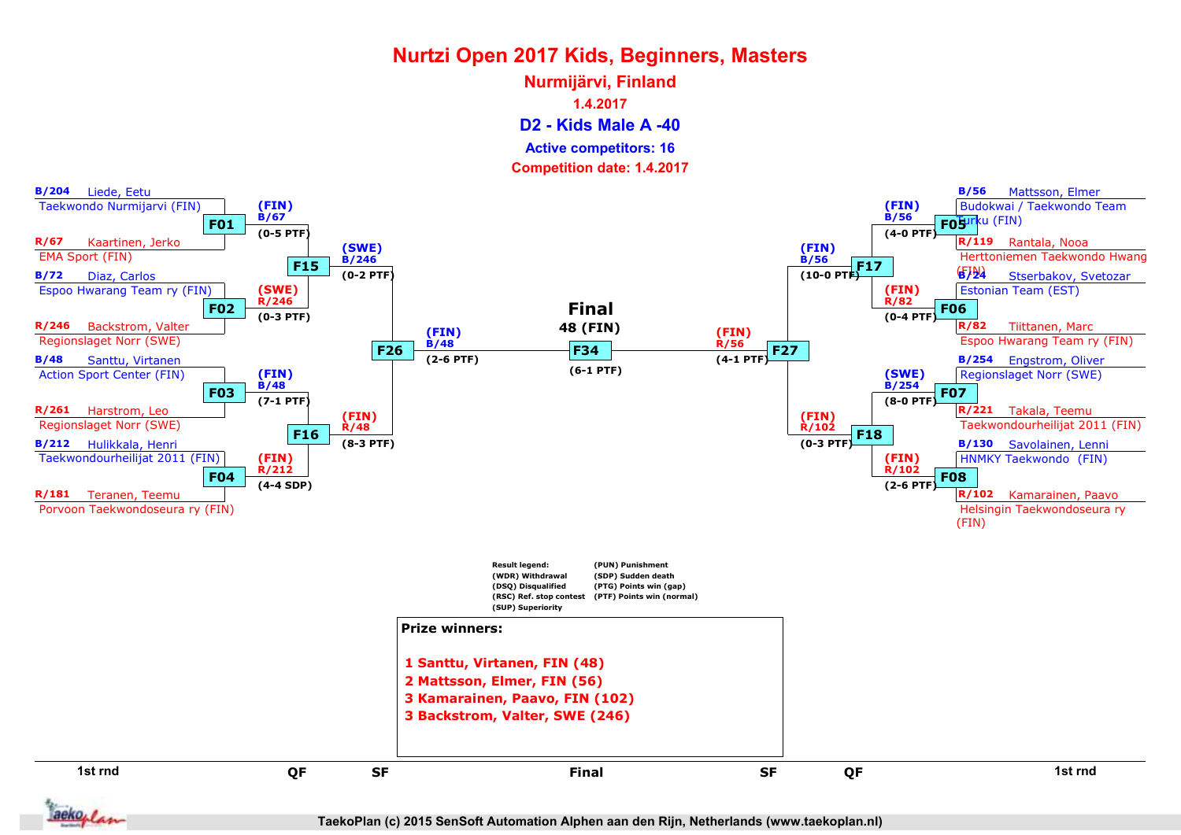# Nurtzi Open 2017 Kids, Beginners, Masters

## Nurmijärvi, Finland

1.4.2017

### D2 - Kids Male A -40

Active competitors: 16

Competition date: 1.4.2017

**1st round (left side)**

| Match | Blue | Red | Winner | Result |
|---|---|---|---|---|
| F01 | B/204 Liede, Eetu – Taekwondo Nurmijarvi (FIN) | R/67 Kaartinen, Jerko – EMA Sport (FIN) | (FIN) B/67 | (0-5 PTF) |
| F02 | B/72 Diaz, Carlos – Espoo Hwarang Team ry (FIN) | R/246 Backstrom, Valter – Regionslaget Norr (SWE) | (SWE) R/246 | (0-3 PTF) |
| F03 | B/48 Santtu, Virtanen – Action Sport Center (FIN) | R/261 Harstrom, Leo – Regionslaget Norr (SWE) | (FIN) B/48 | (7-1 PTF) |
| F04 | B/212 Hulikkala, Henri – Taekwondourheilijat 2011 (FIN) | R/181 Teranen, Teemu – Porvoon Taekwondoseura ry (FIN) | (FIN) R/212 | (4-4 SDP) |

**1st round (right side)**

| Match | Blue | Red | Winner | Result |
|---|---|---|---|---|
| F05 | B/56 Mattsson, Elmer – Budokwai / Taekwondo Team Turku (FIN) | R/119 Rantala, Nooa – Herttoniemen Taekwondo Hwang (FIN) | (FIN) B/56 | (4-0 PTF) |
| F06 | B/24 Stserbakov, Svetozar – Estonian Team (EST) | R/82 Tiittanen, Marc – Espoo Hwarang Team ry (FIN) | (FIN) R/82 | (0-4 PTF) |
| F07 | B/254 Engstrom, Oliver – Regionslaget Norr (SWE) | R/221 Takala, Teemu – Taekwondourheilijat 2011 (FIN) | (SWE) B/254 | (8-0 PTF) |
| F08 | B/130 Savolainen, Lenni – HNMKY Taekwondo (FIN) | R/102 Kamarainen, Paavo – Helsingin Taekwondoseura ry (FIN) | (FIN) R/102 | (2-6 PTF) |

**QF**

| Match | Winner | Result |
|---|---|---|
| F15 | (SWE) B/246 | (0-2 PTF) |
| F16 | (FIN) R/48 | (8-3 PTF) |
| F17 | (FIN) B/56 | (10-0 PTF) |
| F18 | (FIN) R/102 | (0-3 PTF) |

**SF**

| Match | Winner | Result |
|---|---|---|
| F26 | (FIN) B/48 | (2-6 PTF) |
| F27 | (FIN) R/56 | (4-1 PTF) |

**Final**

| Match | Winner | Result |
|---|---|---|
| F34 | 48 (FIN) | (6-1 PTF) |

Result legend:
(WDR) Withdrawal
(DSQ) Disqualified
(RSC) Ref. stop contest
(SUP) Superiority
(PUN) Punishment
(SDP) Sudden death
(PTG) Points win (gap)
(PTF) Points win (normal)

**Prize winners:**

1 Santtu, Virtanen, FIN (48)
2 Mattsson, Elmer, FIN (56)
3 Kamarainen, Paavo, FIN (102)
3 Backstrom, Valter, SWE (246)

1st rnd | QF | SF | Final | SF | QF | 1st rnd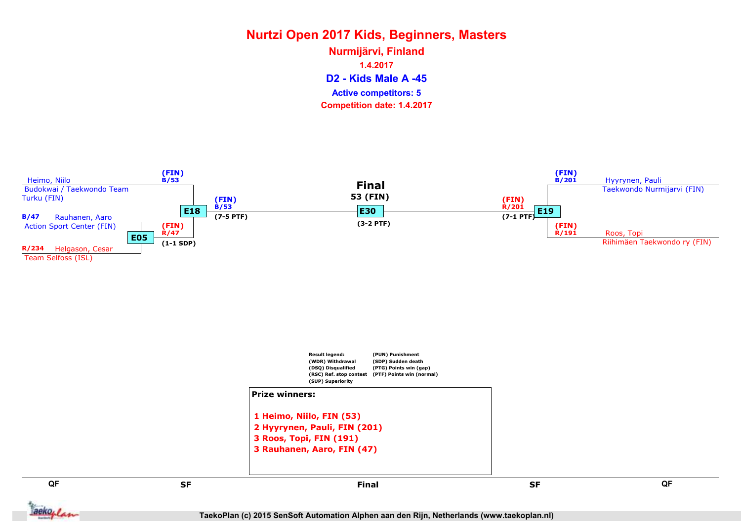# Nurtzi Open 2017 Kids, Beginners, Masters

## Nurmijärvi, Finland

**1.4.2017**

## D2 - Kids Male A -45

**Active competitors: 5**

**Competition date: 1.4.2017**

### QF

- Heimo, Niilo — Budokwai / Taekwondo Team Turku (FIN)
- B/47 Rauhanen, Aaro — Action Sport Center (FIN)
- R/234 Helgason, Cesar — Team Selfoss (ISL)
- Hyyrynen, Pauli — Taekwondo Nurmijarvi (FIN)
- Roos, Topi — Riihimäen Taekwondo ry (FIN)

### Matches

| Match | Round | Blue | Red | Winner | Result |
| --- | --- | --- | --- | --- | --- |
| E05 | QF | B/47 Rauhanen, Aaro | R/234 Helgason, Cesar | (FIN) R/47 | (1-1 SDP) |
| E18 | SF | (FIN) B/53 | (FIN) R/47 | (FIN) B/53 | (7-5 PTF) |
| E19 | SF | (FIN) B/201 | (FIN) R/191 | (FIN) R/201 | (7-1 PTF) |
| E30 | Final | (FIN) B/53 | (FIN) R/201 | 53 (FIN) | (3-2 PTF) |

**Final**
53 (FIN)

**Result legend:**

- (WDR) Withdrawal
- (DSQ) Disqualified
- (RSC) Ref. stop contest
- (SUP) Superiority
- (PUN) Punishment
- (SDP) Sudden death
- (PTG) Points win (gap)
- (PTF) Points win (normal)

**Prize winners:**

1. Heimo, Niilo, FIN (53)
2. Hyyrynen, Pauli, FIN (201)
3. Roos, Topi, FIN (191)
3. Rauhanen, Aaro, FIN (47)

QF | SF | Final | SF | QF

TaekoPlan (c) 2015 SenSoft Automation Alphen aan den Rijn, Netherlands (www.taekoplan.nl)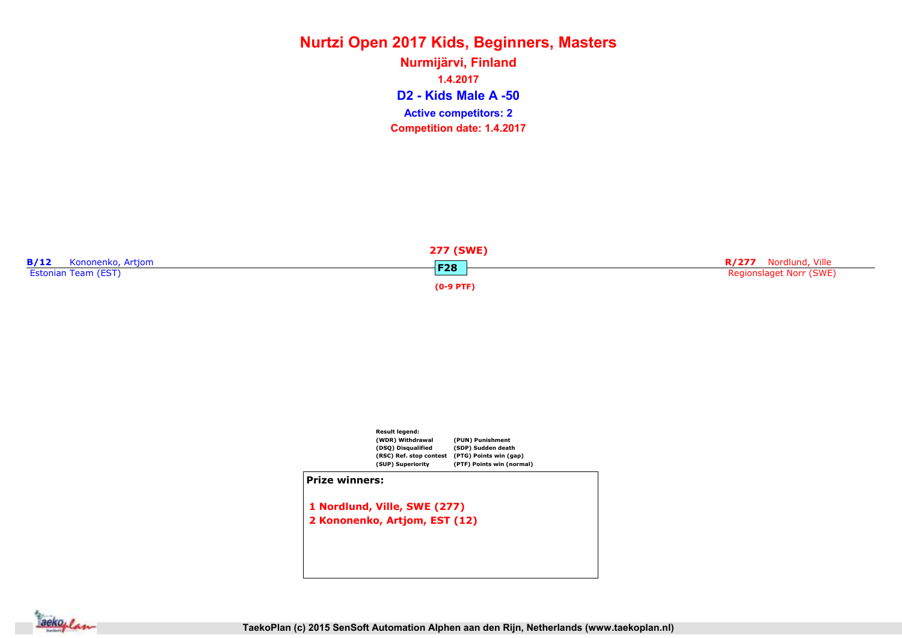# Nurtzi Open 2017 Kids, Beginners, Masters

## Nurmijärvi, Finland

1.4.2017

## D2 - Kids Male A -50

**Active competitors: 2**

**Competition date: 1.4.2017**

**B/12** Kononenko, Artjom
Estonian Team (EST)

**277 (SWE)**
**F28**
**(0-9 PTF)**

**R/277** Nordlund, Ville
Regionslaget Norr (SWE)

Result legend:
(WDR) Withdrawal (PUN) Punishment
(DSQ) Disqualified (SDP) Sudden death
(RSC) Ref. stop contest (PTG) Points win (gap)
(SUP) Superiority (PTF) Points win (normal)

**Prize winners:**

1 Nordlund, Ville, SWE (277)
2 Kononenko, Artjom, EST (12)

TaekoPlan (c) 2015 SenSoft Automation Alphen aan den Rijn, Netherlands (www.taekoplan.nl)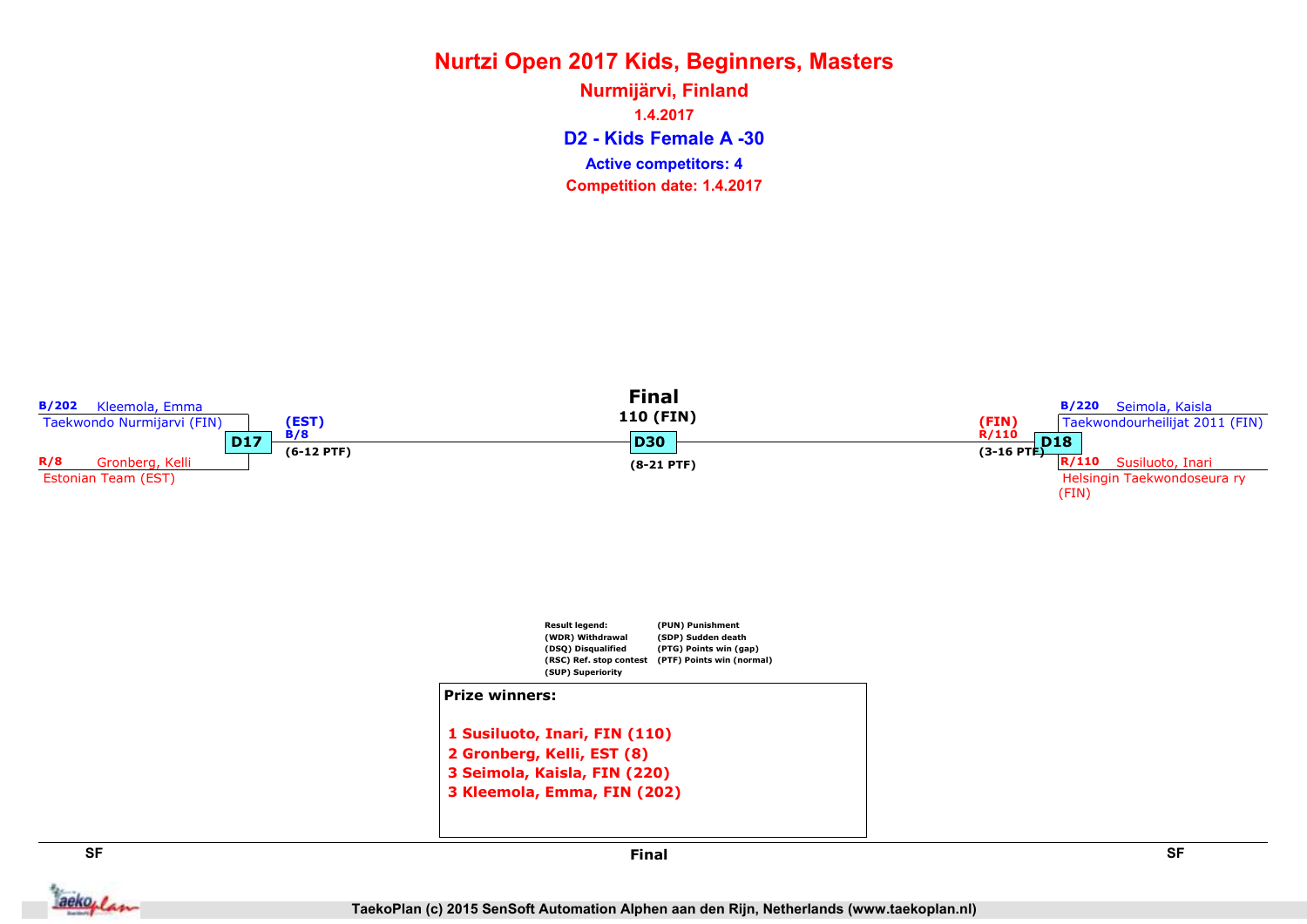# Nurtzi Open 2017 Kids, Beginners, Masters

## Nurmijärvi, Finland

1.4.2017

### D2 - Kids Female A -30

Active competitors: 4

Competition date: 1.4.2017

**Final**

110 (FIN)

D30

(8-21 PTF)

B/202 Kleemola, Emma
Taekwondo Nurmijarvi (FIN)

D17

(EST)
B/8
(6-12 PTF)

R/8 Gronberg, Kelli
Estonian Team (EST)

B/220 Seimola, Kaisla
Taekwondourheilijat 2011 (FIN)

D18

(FIN)
R/110
(3-16 PTF)

R/110 Susiluoto, Inari
Helsingin Taekwondoseura ry (FIN)

Result legend:
(WDR) Withdrawal
(DSQ) Disqualified
(RSC) Ref. stop contest
(SUP) Superiority
(PUN) Punishment
(SDP) Sudden death
(PTG) Points win (gap)
(PTF) Points win (normal)

**Prize winners:**

1 Susiluoto, Inari, FIN (110)
2 Gronberg, Kelli, EST (8)
3 Seimola, Kaisla, FIN (220)
3 Kleemola, Emma, FIN (202)

SF | Final | SF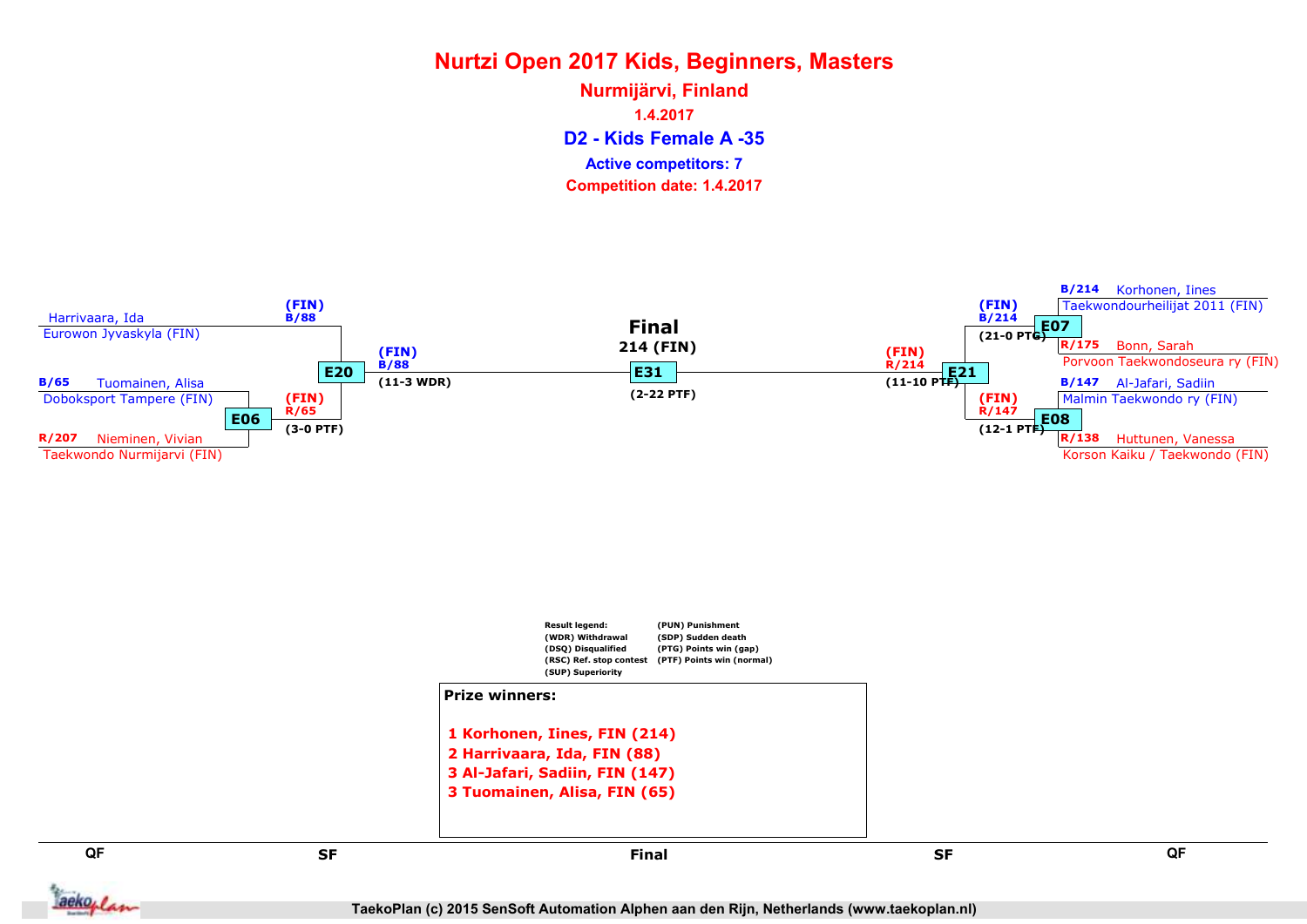# Nurtzi Open 2017 Kids, Beginners, Masters

## Nurmijärvi, Finland

1.4.2017

## D2 - Kids Female A -35

Active competitors: 7

Competition date: 1.4.2017

### Bracket

**Left side**

- QF: B/65 Tuomainen, Alisa — Doboksport Tampere (FIN) vs R/207 Nieminen, Vivian — Taekwondo Nurmijarvi (FIN) → E06: (FIN) R/65 (3-0 PTF)
- SF: Harrivaara, Ida — Eurowon Jyvaskyla (FIN) (FIN) B/88 vs (FIN) R/65 → E20: (FIN) B/88 (11-3 WDR)

**Right side**

- QF: B/214 Korhonen, Iines — Taekwondourheilijat 2011 (FIN) vs R/175 Bonn, Sarah — Porvoon Taekwondoseura ry (FIN) → E07: (FIN) B/214 (21-0 PTG)
- QF: B/147 Al-Jafari, Sadiin — Malmin Taekwondo ry (FIN) vs R/138 Huttunen, Vanessa — Korson Kaiku / Taekwondo (FIN) → E08: (FIN) R/147 (12-1 PTF)
- SF: E21: (FIN) R/214 (11-10 PTF)

**Final**

E31: 214 (FIN) (2-22 PTF)

QF | SF | Final | SF | QF

Result legend:
(WDR) Withdrawal
(DSQ) Disqualified
(RSC) Ref. stop contest
(SUP) Superiority
(PUN) Punishment
(SDP) Sudden death
(PTG) Points win (gap)
(PTF) Points win (normal)

**Prize winners:**

1 Korhonen, Iines, FIN (214)
2 Harrivaara, Ida, FIN (88)
3 Al-Jafari, Sadiin, FIN (147)
3 Tuomainen, Alisa, FIN (65)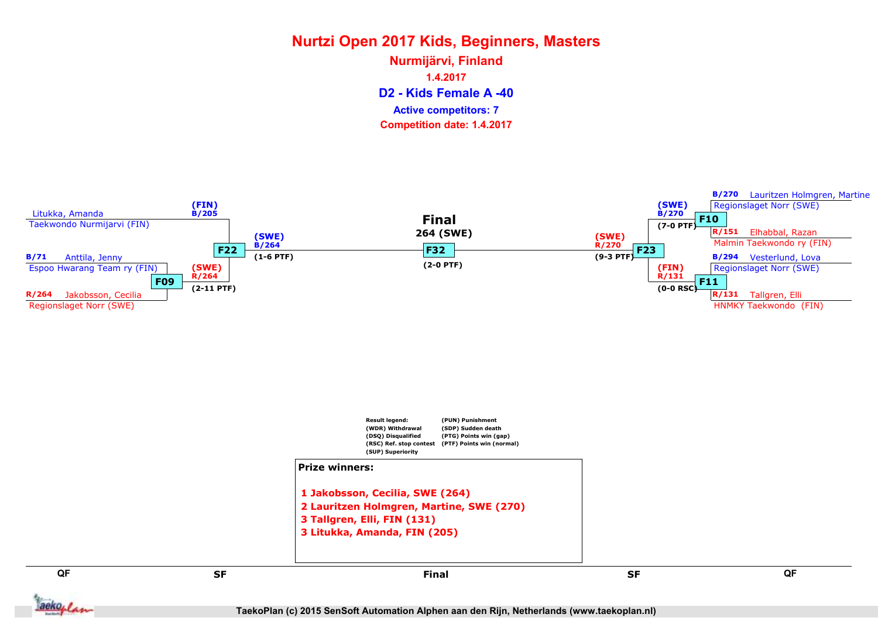# Nurtzi Open 2017 Kids, Beginners, Masters

## Nurmijärvi, Finland

1.4.2017

### D2 - Kids Female A -40

**Active competitors: 7**

**Competition date: 1.4.2017**

**Left side (QF / SF)**

- Litukka, Amanda — Taekwondo Nurmijarvi (FIN)
- B/71 Anttila, Jenny — Espoo Hwarang Team ry (FIN)
- R/264 Jakobsson, Cecilia — Regionslaget Norr (SWE)

F09: (SWE) R/264 (2-11 PTF)

F22: (FIN) B/205 vs (SWE) R/264 → (SWE) B/264 (1-6 PTF)

**Final**

264 (SWE)

F32 (2-0 PTF)

**Right side (QF / SF)**

- B/270 Lauritzen Holmgren, Martine — Regionslaget Norr (SWE)
- R/151 Elhabbal, Razan — Malmin Taekwondo ry (FIN)
- B/294 Vesterlund, Lova — Regionslaget Norr (SWE)
- R/131 Tallgren, Elli — HNMKY Taekwondo (FIN)

F10: (SWE) B/270 (7-0 PTF)

F11: (FIN) R/131 (0-0 RSC)

F23: (SWE) R/270 (9-3 PTF)

Result legend:
(WDR) Withdrawal
(DSQ) Disqualified
(RSC) Ref. stop contest
(SUP) Superiority
(PUN) Punishment
(SDP) Sudden death
(PTG) Points win (gap)
(PTF) Points win (normal)

**Prize winners:**

1 Jakobsson, Cecilia, SWE (264)
2 Lauritzen Holmgren, Martine, SWE (270)
3 Tallgren, Elli, FIN (131)
3 Litukka, Amanda, FIN (205)

QF | SF | Final | SF | QF

TaekoPlan (c) 2015 SenSoft Automation Alphen aan den Rijn, Netherlands (www.taekoplan.nl)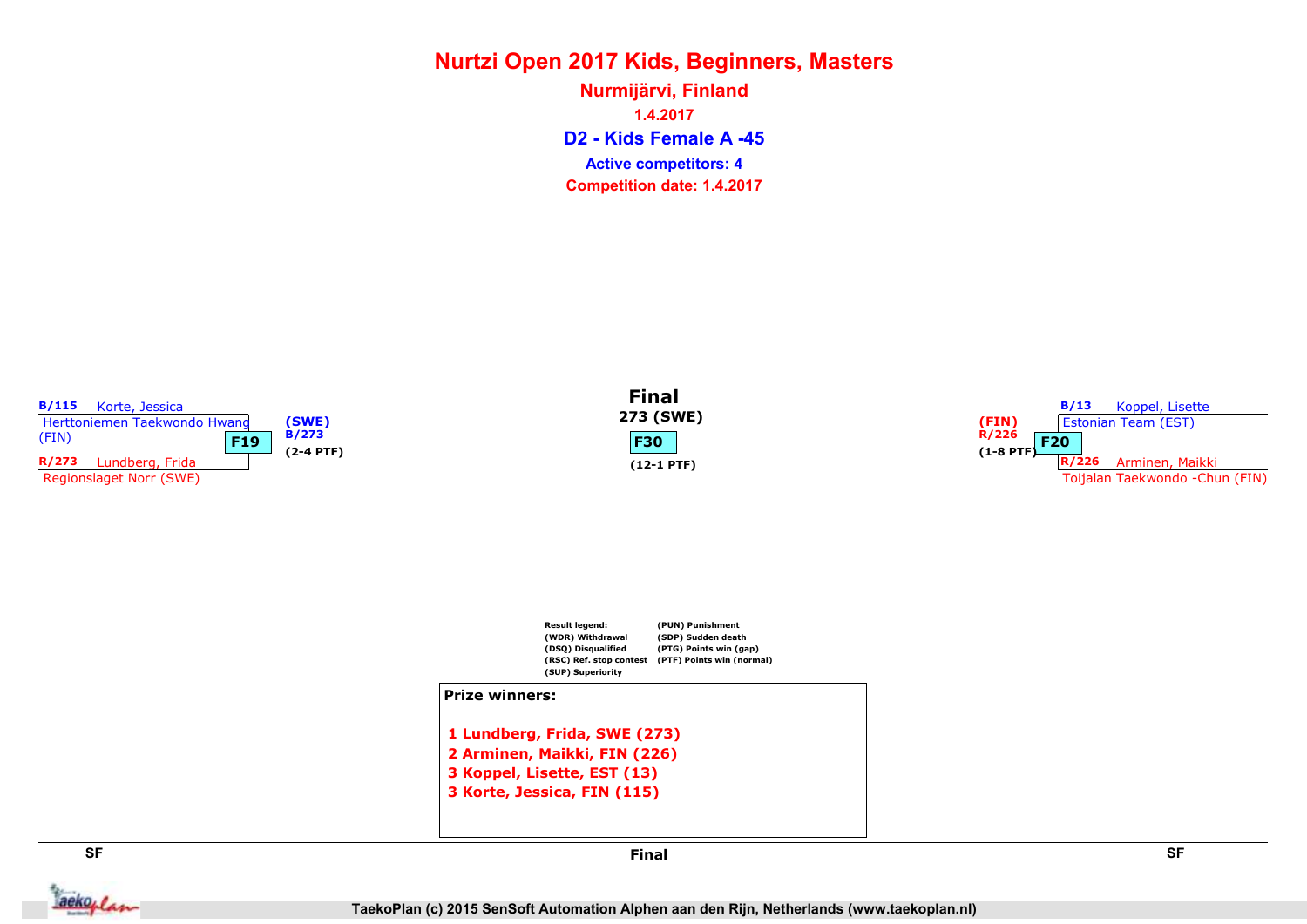# Nurtzi Open 2017 Kids, Beginners, Masters

## Nurmijärvi, Finland

1.4.2017

### D2 - Kids Female A -45

Active competitors: 4

Competition date: 1.4.2017

**SF**

B/115 Korte, Jessica
Herttoniemen Taekwondo Hwang (FIN)

R/273 Lundberg, Frida
Regionslaget Norr (SWE)

F19 → (SWE) B/273 (2-4 PTF)

**Final**

273 (SWE)

F30 (12-1 PTF)

**SF**

B/13 Koppel, Lisette
Estonian Team (EST)

R/226 Arminen, Maikki
Toijalan Taekwondo -Chun (FIN)

F20 → (FIN) R/226 (1-8 PTF)

Result legend:
(WDR) Withdrawal
(DSQ) Disqualified
(RSC) Ref. stop contest
(SUP) Superiority
(PUN) Punishment
(SDP) Sudden death
(PTG) Points win (gap)
(PTF) Points win (normal)

**Prize winners:**

1 Lundberg, Frida, SWE (273)
2 Arminen, Maikki, FIN (226)
3 Koppel, Lisette, EST (13)
3 Korte, Jessica, FIN (115)

SF | Final | SF

TaekoPlan (c) 2015 SenSoft Automation Alphen aan den Rijn, Netherlands (www.taekoplan.nl)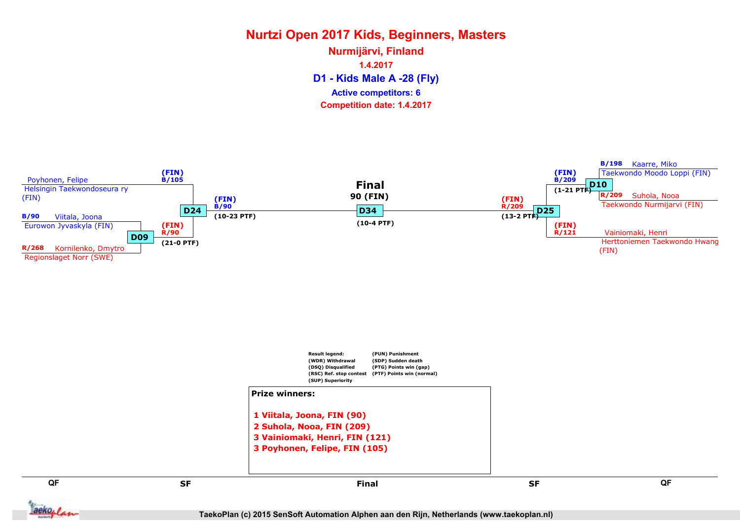# Nurtzi Open 2017 Kids, Beginners, Masters

## Nurmijärvi, Finland

**1.4.2017**

## D1 - Kids Male A -28 (Fly)

**Active competitors: 6**

**Competition date: 1.4.2017**

Poyhonen, Felipe
Helsingin Taekwondoseura ry (FIN)

B/90 Viitala, Joona
Eurowon Jyvaskyla (FIN)

R/268 Kornilenko, Dmytro
Regionslaget Norr (SWE)

D09: (FIN) R/90 (21-0 PTF)

D24: (FIN) B/105 — (FIN) B/90 (10-23 PTF)

**Final**
**90 (FIN)**

D34: (10-4 PTF)

B/198 Kaarre, Miko
Taekwondo Moodo Loppi (FIN)

R/209 Suhola, Nooa
Taekwondo Nurmijarvi (FIN)

Vainiomaki, Henri
Herttoniemen Taekwondo Hwang (FIN)

D10: (FIN) B/209 (1-21 PTF)

D25: (FIN) R/209 (13-2 PTF) — (FIN) R/121

Result legend:
(WDR) Withdrawal
(DSQ) Disqualified
(RSC) Ref. stop contest
(SUP) Superiority
(PUN) Punishment
(SDP) Sudden death
(PTG) Points win (gap)
(PTF) Points win (normal)

**Prize winners:**

1 Viitala, Joona, FIN (90)
2 Suhola, Nooa, FIN (209)
3 Vainiomaki, Henri, FIN (121)
3 Poyhonen, Felipe, FIN (105)

QF | SF | Final | SF | QF

TaekoPlan (c) 2015 SenSoft Automation Alphen aan den Rijn, Netherlands (www.taekoplan.nl)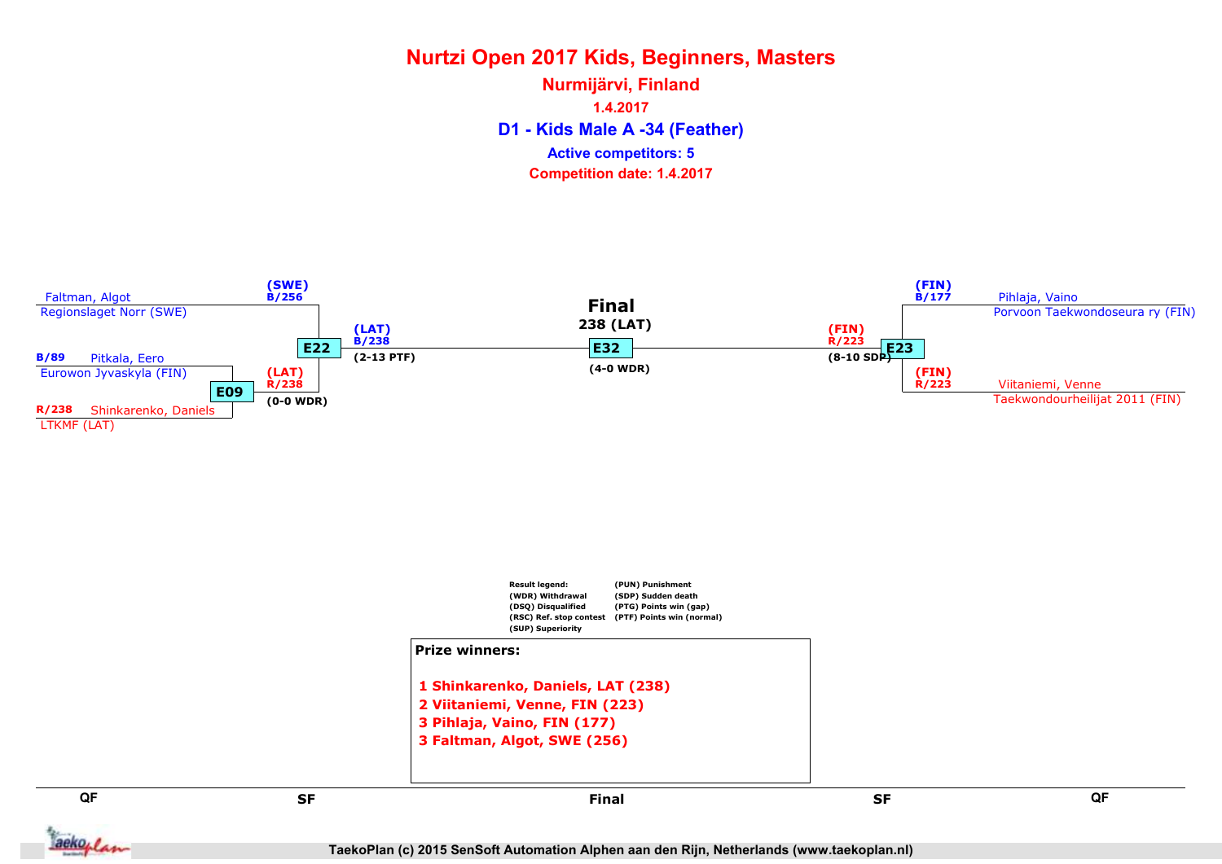# Nurtzi Open 2017 Kids, Beginners, Masters

## Nurmijärvi, Finland

1.4.2017

## D1 - Kids Male A -34 (Feather)

Active competitors: 5

Competition date: 1.4.2017

### Left side

**QF**

- B/89 Pitkala, Eero — Eurowon Jyvaskyla (FIN)
- R/238 Shinkarenko, Daniels — LTKMF (LAT)

E09: (LAT) R/238 (0-0 WDR)

**SF**

- (SWE) B/256 Faltman, Algot — Regionslaget Norr (SWE)
- (LAT) R/238

E22: (LAT) B/238 (2-13 PTF)

### Final

238 (LAT)

E32: (4-0 WDR)

### Right side

**SF**

- (FIN) B/177 Pihlaja, Vaino — Porvoon Taekwondoseura ry (FIN)
- (FIN) R/223 Viitaniemi, Venne — Taekwondourheilijat 2011 (FIN)

E23: (FIN) R/223 (8-10 SDP)

| Result legend: | |
|---|---|
| (WDR) Withdrawal | (PUN) Punishment |
| (DSQ) Disqualified | (SDP) Sudden death |
| (RSC) Ref. stop contest | (PTG) Points win (gap) |
| (SUP) Superiority | (PTF) Points win (normal) |

**Prize winners:**

1. Shinkarenko, Daniels, LAT (238)
2. Viitaniemi, Venne, FIN (223)
3. Pihlaja, Vaino, FIN (177)
3. Faltman, Algot, SWE (256)

QF | SF | Final | SF | QF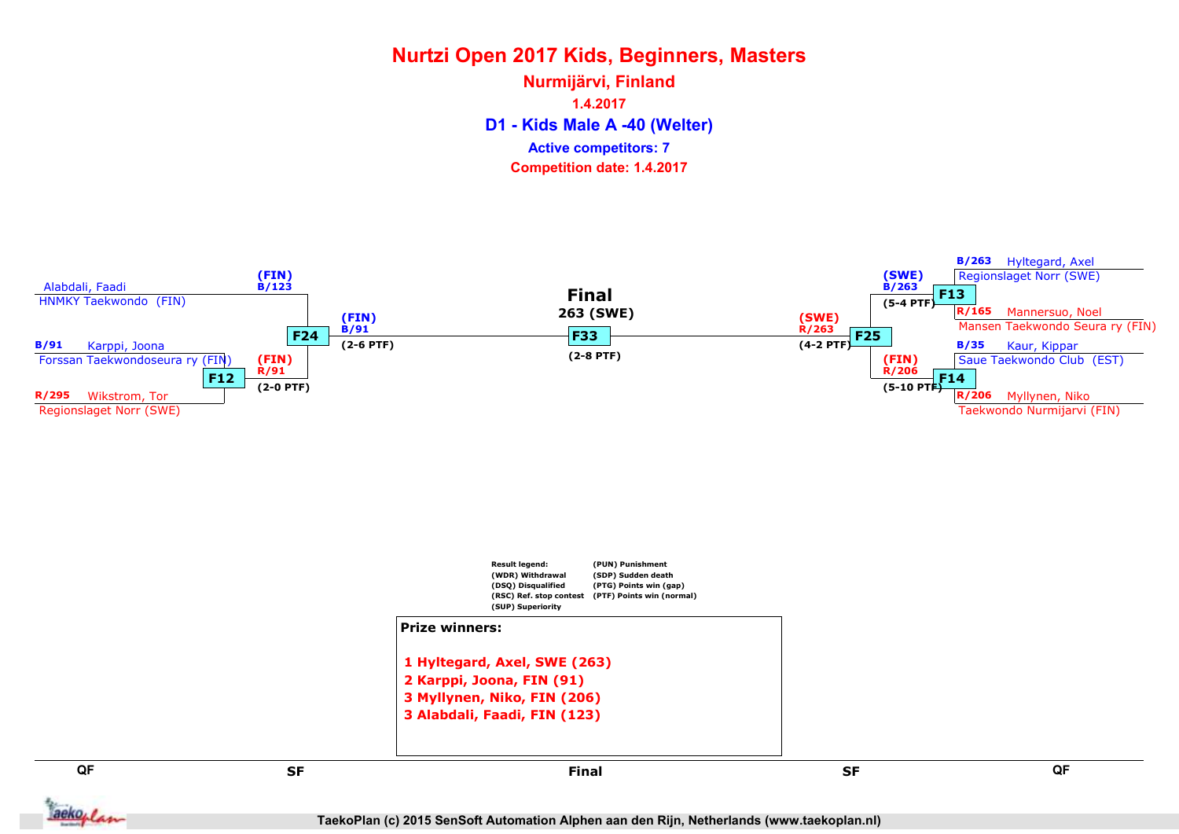# Nurtzi Open 2017 Kids, Beginners, Masters

## Nurmijärvi, Finland

1.4.2017

### D1 - Kids Male A -40 (Welter)

**Active competitors: 7**

**Competition date: 1.4.2017**

**QF**

- Alabdali, Faadi — HNMKY Taekwondo (FIN)
- B/91 Karppi, Joona — Forssan Taekwondoseura ry (FIN)
- R/295 Wikstrom, Tor — Regionslaget Norr (SWE)
- B/263 Hyltegard, Axel — Regionslaget Norr (SWE)
- R/165 Mannersuo, Noel — Mansen Taekwondo Seura ry (FIN)
- B/35 Kaur, Kippar — Saue Taekwondo Club (EST)
- R/206 Myllynen, Niko — Taekwondo Nurmijarvi (FIN)

**F12:** (FIN) R/91 (2-0 PTF)

**F13:** (SWE) B/263 (5-4 PTF)

**F14:** (FIN) R/206 (5-10 PTF)

**SF**

**F24:** (FIN) B/123 vs (FIN) R/91 → (FIN) B/91 (2-6 PTF)

**F25:** (SWE) B/263 vs (FIN) R/206 → (SWE) R/263 (4-2 PTF)

**Final**

**F33:** 263 (SWE) (2-8 PTF)

Result legend:
- (WDR) Withdrawal
- (DSQ) Disqualified
- (RSC) Ref. stop contest
- (SUP) Superiority
- (PUN) Punishment
- (SDP) Sudden death
- (PTG) Points win (gap)
- (PTF) Points win (normal)

**Prize winners:**

1 Hyltegard, Axel, SWE (263)
2 Karppi, Joona, FIN (91)
3 Myllynen, Niko, FIN (206)
3 Alabdali, Faadi, FIN (123)

QF | SF | Final | SF | QF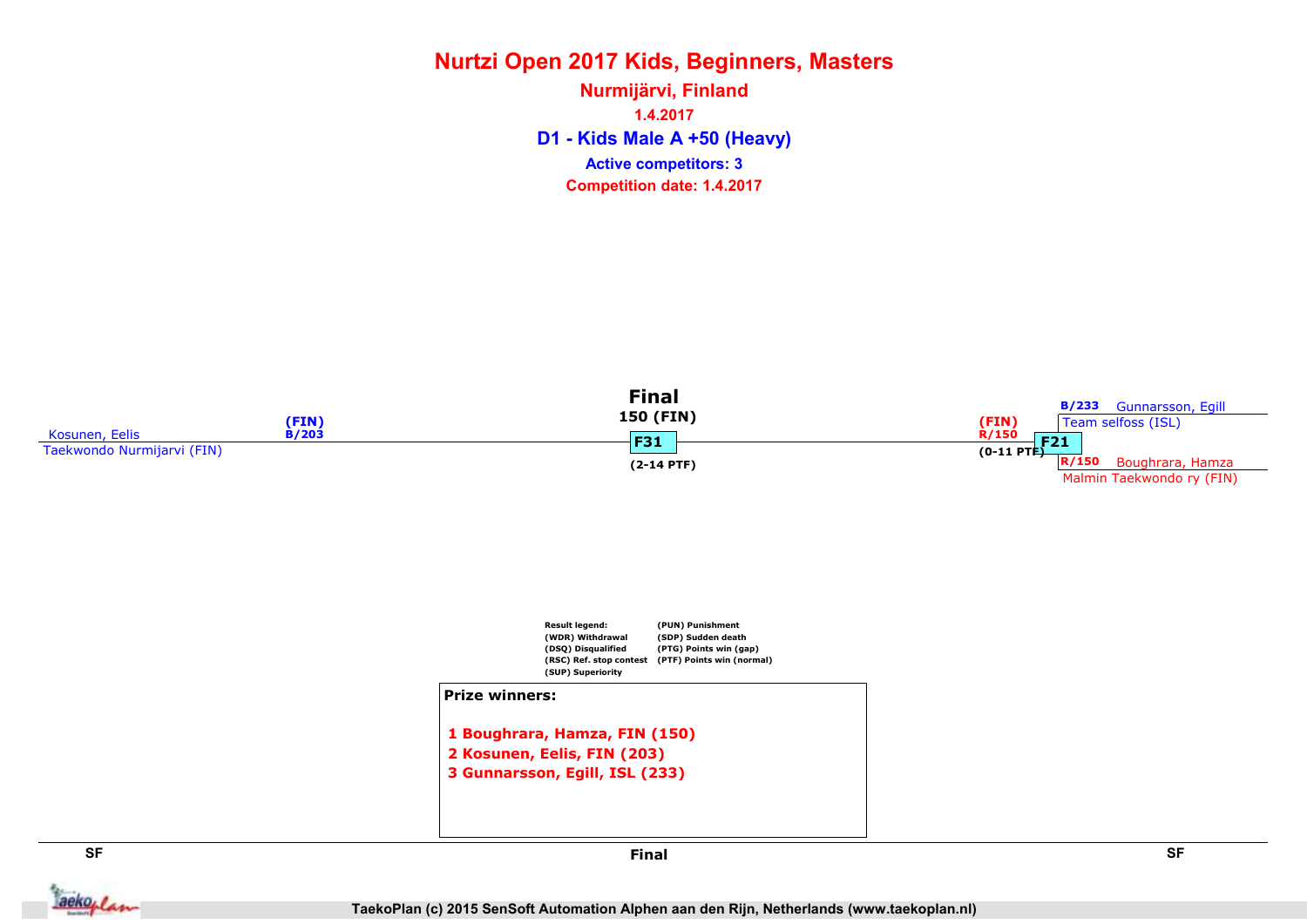# Nurtzi Open 2017 Kids, Beginners, Masters

## Nurmijärvi, Finland

**1.4.2017**

## D1 - Kids Male A +50 (Heavy)

**Active competitors: 3**

**Competition date: 1.4.2017**

### Final

**150 (FIN)**

**F31**

**(2-14 PTF)**

Kosunen, Eelis (FIN) B/203
Taekwondo Nurmijarvi (FIN)

**F21** (FIN) R/150 (0-11 PTF)

B/233 Gunnarsson, Egill
Team selfoss (ISL)

R/150 Boughrara, Hamza
Malmin Taekwondo ry (FIN)

| Result legend: | |
|---|---|
| (WDR) Withdrawal | (PUN) Punishment |
| (DSQ) Disqualified | (SDP) Sudden death |
| (RSC) Ref. stop contest | (PTG) Points win (gap) |
| (SUP) Superiority | (PTF) Points win (normal) |

**Prize winners:**

1 Boughrara, Hamza, FIN (150)
2 Kosunen, Eelis, FIN (203)
3 Gunnarsson, Egill, ISL (233)

SF — Final — SF

TaekoPlan (c) 2015 SenSoft Automation Alphen aan den Rijn, Netherlands (www.taekoplan.nl)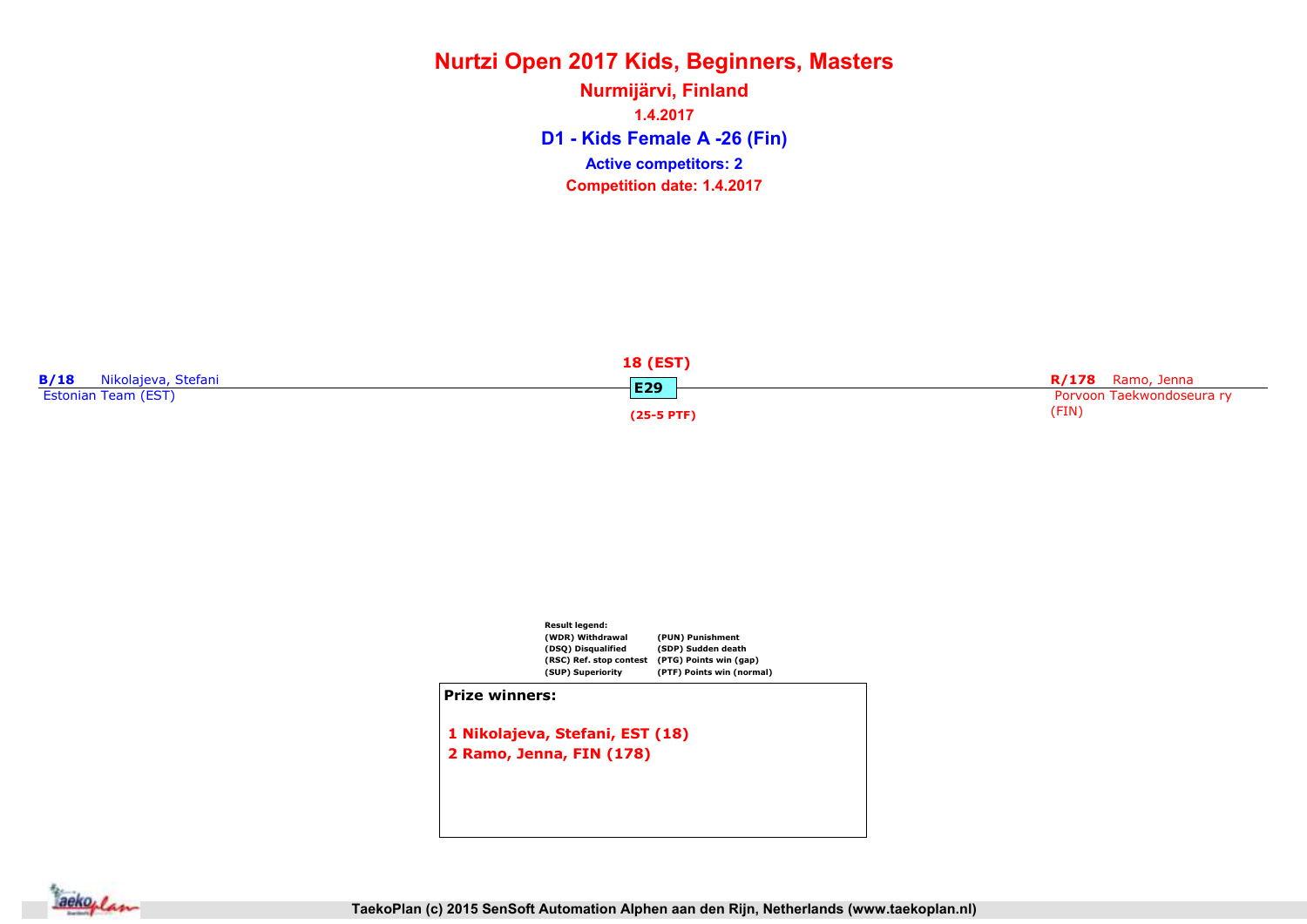# Nurtzi Open 2017 Kids, Beginners, Masters

## Nurmijärvi, Finland

**1.4.2017**

## D1 - Kids Female A -26 (Fin)

**Active competitors: 2**

**Competition date: 1.4.2017**

**B/18** Nikolajeva, Stefani
Estonian Team (EST)

**18 (EST)**
**E29**
**(25-5 PTF)**

**R/178** Ramo, Jenna
Porvoon Taekwondoseura ry (FIN)

**Result legend:**

| | |
|---|---|
| (WDR) Withdrawal | (PUN) Punishment |
| (DSQ) Disqualified | (SDP) Sudden death |
| (RSC) Ref. stop contest | (PTG) Points win (gap) |
| (SUP) Superiority | (PTF) Points win (normal) |

**Prize winners:**

1 Nikolajeva, Stefani, EST (18)
2 Ramo, Jenna, FIN (178)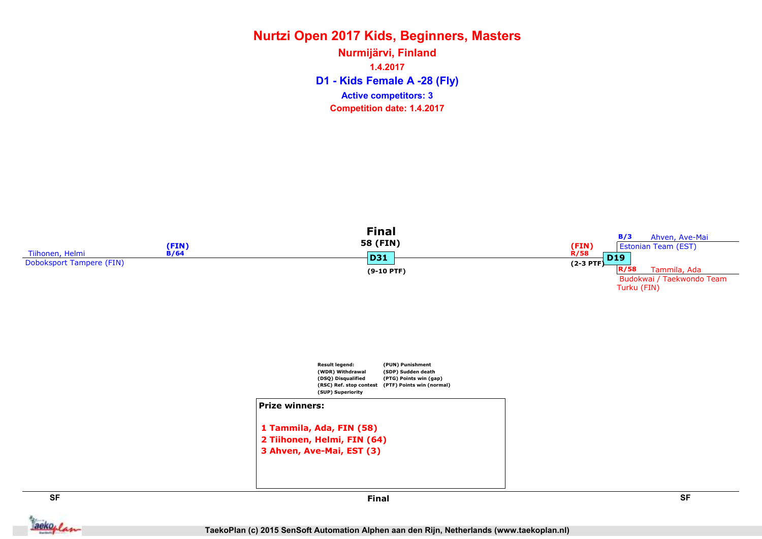# Nurtzi Open 2017 Kids, Beginners, Masters

## Nurmijärvi, Finland

1.4.2017

### D1 - Kids Female A -28 (Fly)

Active competitors: 3

Competition date: 1.4.2017

**Final**

58 (FIN)

D31

(9-10 PTF)

Tiihonen, Helmi
Doboksport Tampere (FIN)
(FIN)
B/64

(FIN)
R/58
(2-3 PTF)

D19

B/3 Ahven, Ave-Mai
Estonian Team (EST)

R/58 Tammila, Ada
Budokwai / Taekwondo Team Turku (FIN)

Result legend:
(WDR) Withdrawal
(DSQ) Disqualified
(RSC) Ref. stop contest
(SUP) Superiority
(PUN) Punishment
(SDP) Sudden death
(PTG) Points win (gap)
(PTF) Points win (normal)

**Prize winners:**

1 Tammila, Ada, FIN (58)
2 Tiihonen, Helmi, FIN (64)
3 Ahven, Ave-Mai, EST (3)

SF | Final | SF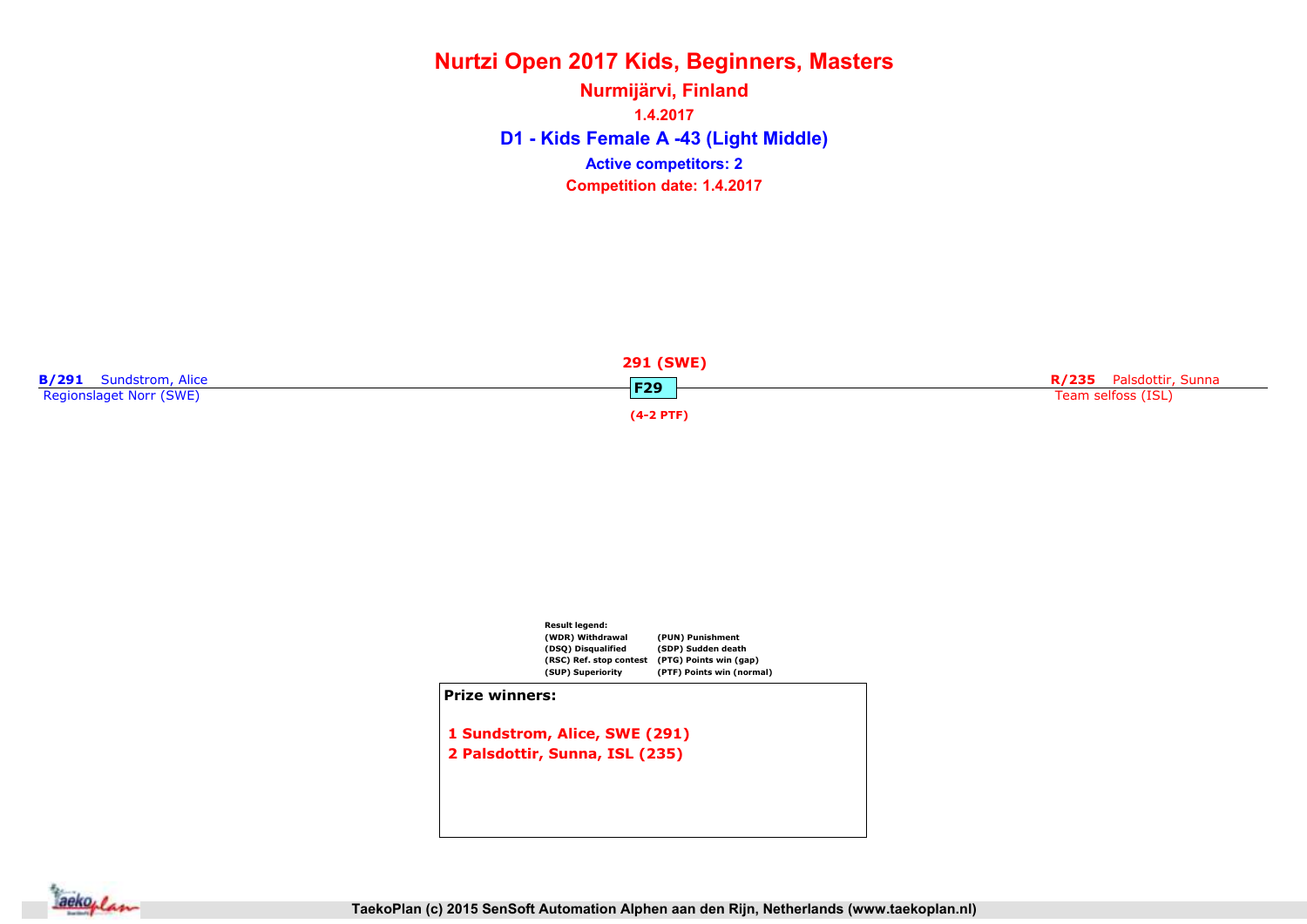# Nurtzi Open 2017 Kids, Beginners, Masters

## Nurmijärvi, Finland

1.4.2017

## D1 - Kids Female A -43 (Light Middle)

Active competitors: 2

Competition date: 1.4.2017

**B/291** Sundstrom, Alice
Regionslaget Norr (SWE)

291 (SWE)

**F29**

(4-2 PTF)

**R/235** Palsdottir, Sunna
Team selfoss (ISL)

Result legend:

| | |
|---|---|
| (WDR) Withdrawal | (PUN) Punishment |
| (DSQ) Disqualified | (SDP) Sudden death |
| (RSC) Ref. stop contest | (PTG) Points win (gap) |
| (SUP) Superiority | (PTF) Points win (normal) |

**Prize winners:**

1 Sundstrom, Alice, SWE (291)
2 Palsdottir, Sunna, ISL (235)

TaekoPlan (c) 2015 SenSoft Automation Alphen aan den Rijn, Netherlands (www.taekoplan.nl)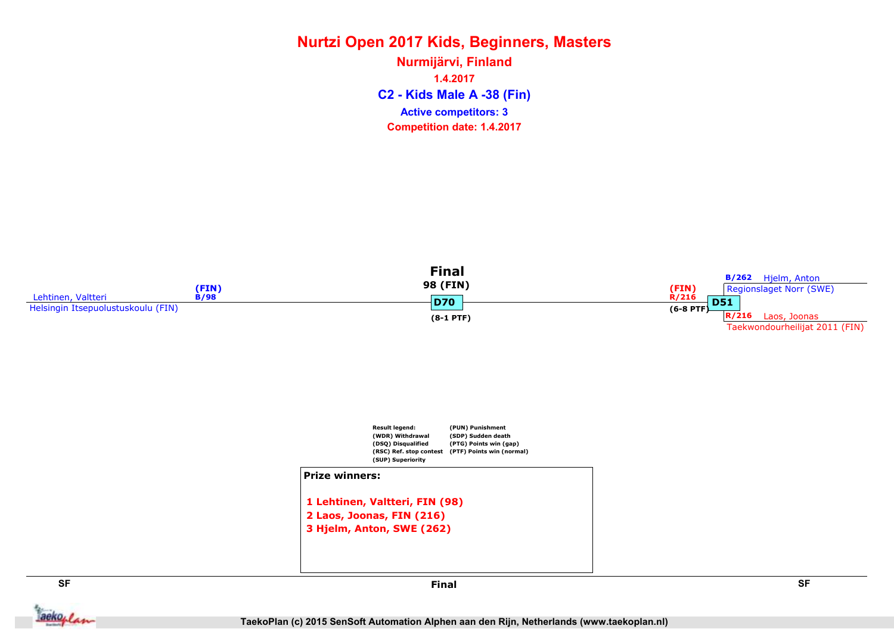# Nurtzi Open 2017 Kids, Beginners, Masters

## Nurmijärvi, Finland

1.4.2017

## C2 - Kids Male A -38 (Fin)

Active competitors: 3

Competition date: 1.4.2017

**Final**

98 (FIN)

D70

(8-1 PTF)

Lehtinen, Valtteri
(FIN)
B/98
Helsingin Itsepuolustuskoulu (FIN)

(FIN)
R/216
(6-8 PTF)
D51

B/262 Hjelm, Anton
Regionslaget Norr (SWE)

R/216 Laos, Joonas
Taekwondourheilijat 2011 (FIN)

| Result legend: | |
|---|---|
| (WDR) Withdrawal | (PUN) Punishment |
| (DSQ) Disqualified | (SDP) Sudden death |
| (RSC) Ref. stop contest | (PTG) Points win (gap) |
| (SUP) Superiority | (PTF) Points win (normal) |

**Prize winners:**

1 Lehtinen, Valtteri, FIN (98)
2 Laos, Joonas, FIN (216)
3 Hjelm, Anton, SWE (262)

SF | Final | SF

TaekoPlan (c) 2015 SenSoft Automation Alphen aan den Rijn, Netherlands (www.taekoplan.nl)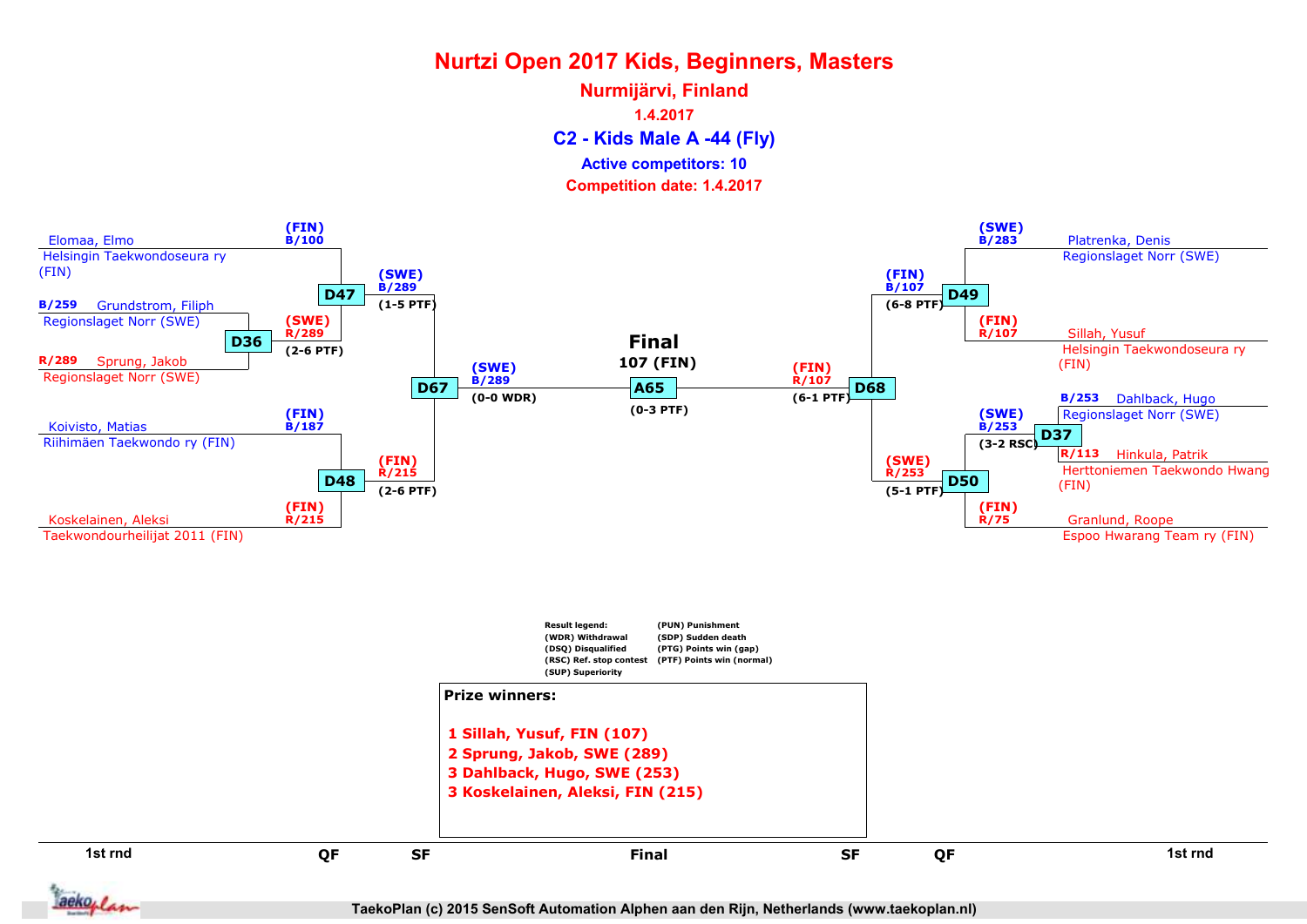# Nurtzi Open 2017 Kids, Beginners, Masters

## Nurmijärvi, Finland

1.4.2017

### C2 - Kids Male A -44 (Fly)

Active competitors: 10

Competition date: 1.4.2017

**1st rnd / QF (left side)**

- Elomaa, Elmo — Helsingin Taekwondoseura ry (FIN) — (FIN) B/100
- B/259 Grundstrom, Filiph — Regionslaget Norr (SWE)
- R/289 Sprung, Jakob — Regionslaget Norr (SWE)
- D36: (SWE) R/289 (2-6 PTF)
- D47: (SWE) B/289 (1-5 PTF)
- Koivisto, Matias — Riihimäen Taekwondo ry (FIN) — (FIN) B/187
- Koskelainen, Aleksi — Taekwondourheilijat 2011 (FIN) — (FIN) R/215
- D48: (FIN) R/215 (2-6 PTF)
- D67: (SWE) B/289 (0-0 WDR)

**Final**

107 (FIN)

A65 (0-3 PTF)

**1st rnd / QF (right side)**

- Platrenka, Denis — Regionslaget Norr (SWE) — (SWE) B/283
- Sillah, Yusuf — Helsingin Taekwondoseura ry (FIN) — (FIN) R/107
- D49: (FIN) B/107 (6-8 PTF)
- B/253 Dahlback, Hugo — Regionslaget Norr (SWE)
- R/113 Hinkula, Patrik — Herttoniemen Taekwondo Hwang (FIN)
- D37: (SWE) B/253 (3-2 RSC)
- Granlund, Roope — Espoo Hwarang Team ry (FIN) — (FIN) R/75
- D50: (SWE) R/253 (5-1 PTF)
- D68: (FIN) R/107 (6-1 PTF)

1st rnd | QF | SF | Final | SF | QF | 1st rnd

Result legend:
(WDR) Withdrawal
(DSQ) Disqualified
(RSC) Ref. stop contest
(SUP) Superiority
(PUN) Punishment
(SDP) Sudden death
(PTG) Points win (gap)
(PTF) Points win (normal)

**Prize winners:**

1. Sillah, Yusuf, FIN (107)
2. Sprung, Jakob, SWE (289)
3. Dahlback, Hugo, SWE (253)
3. Koskelainen, Aleksi, FIN (215)

TaekoPlan (c) 2015 SenSoft Automation Alphen aan den Rijn, Netherlands (www.taekoplan.nl)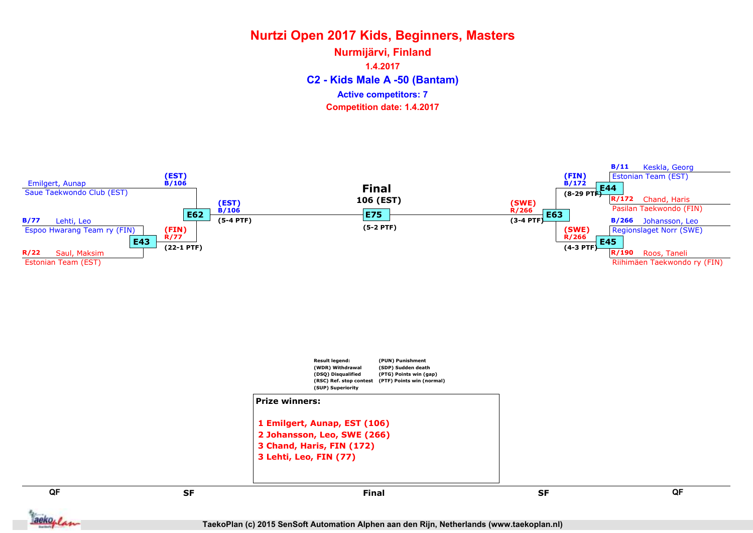# Nurtzi Open 2017 Kids, Beginners, Masters

## Nurmijärvi, Finland

1.4.2017

### C2 - Kids Male A -50 (Bantam)

Active competitors: 7

Competition date: 1.4.2017

**QF**

- Emilgert, Aunap — Saue Taekwondo Club (EST)
- B/77 Lehti, Leo — Espoo Hwarang Team ry (FIN)
- R/22 Saul, Maksim — Estonian Team (EST)
- B/11 Keskla, Georg — Estonian Team (EST)
- R/172 Chand, Haris — Pasilan Taekwondo (FIN)
- B/266 Johansson, Leo — Regionslaget Norr (SWE)
- R/190 Roos, Taneli — Riihimäen Taekwondo ry (FIN)

**E43**: (FIN) R/77 (22-1 PTF)

**E44**: (FIN) B/172 (8-29 PTF)

**E45**: (SWE) R/266 (4-3 PTF)

**SF**

**E62**: (EST) B/106 (5-4 PTF)

**E63**: (SWE) R/266 (3-4 PTF)

**Final**

106 (EST)

**E75**: (5-2 PTF)

Result legend:
(WDR) Withdrawal
(DSQ) Disqualified
(RSC) Ref. stop contest
(SUP) Superiority
(PUN) Punishment
(SDP) Sudden death
(PTG) Points win (gap)
(PTF) Points win (normal)

**Prize winners:**

1 Emilgert, Aunap, EST (106)
2 Johansson, Leo, SWE (266)
3 Chand, Haris, FIN (172)
3 Lehti, Leo, FIN (77)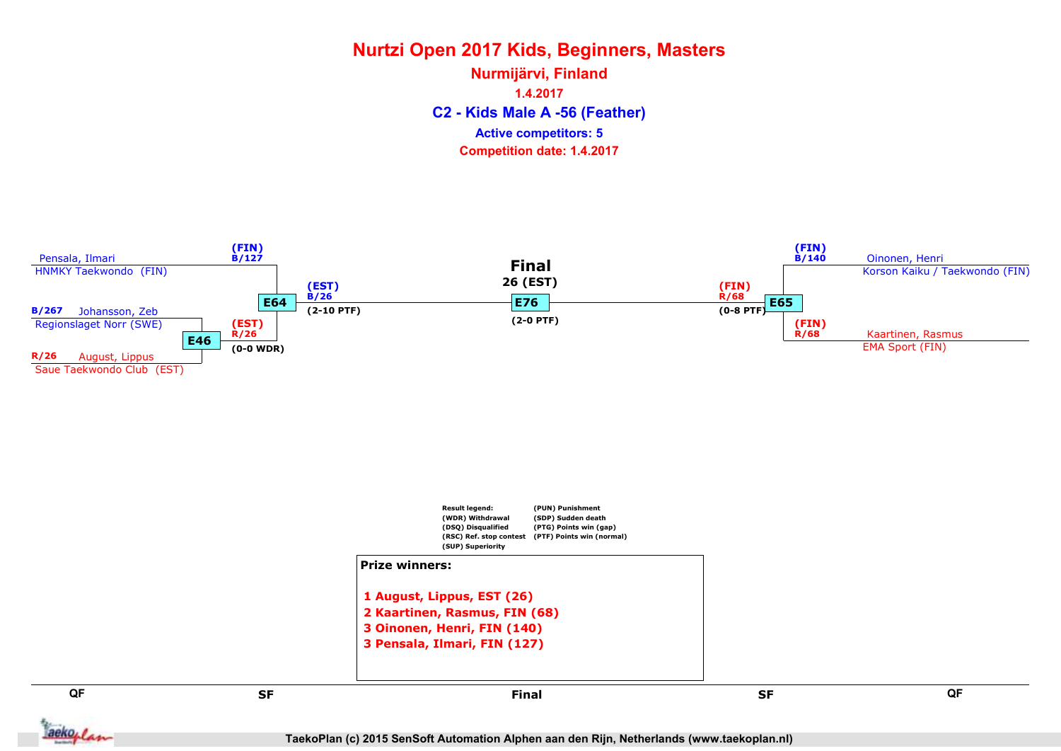# Nurtzi Open 2017 Kids, Beginners, Masters

## Nurmijärvi, Finland

1.4.2017

### C2 - Kids Male A -56 (Feather)

Active competitors: 5

Competition date: 1.4.2017

**Left side**

- Pensala, Ilmari — HNMKY Taekwondo (FIN)
- B/267 Johansson, Zeb — Regionslaget Norr (SWE)
- R/26 August, Lippus — Saue Taekwondo Club (EST)

E46: (EST) R/26 (0-0 WDR)

E64: (FIN) B/127 vs (EST) R/26 → (EST) B/26 (2-10 PTF)

**Final**

26 (EST)

E76 (2-0 PTF)

**Right side**

- Oinonen, Henri — Korson Kaiku / Taekwondo (FIN)
- Kaartinen, Rasmus — EMA Sport (FIN)

E65: (FIN) B/140 vs (FIN) R/68 → (FIN) R/68 (0-8 PTF)

Result legend:
(WDR) Withdrawal
(DSQ) Disqualified
(RSC) Ref. stop contest
(SUP) Superiority
(PUN) Punishment
(SDP) Sudden death
(PTG) Points win (gap)
(PTF) Points win (normal)

**Prize winners:**

1 August, Lippus, EST (26)
2 Kaartinen, Rasmus, FIN (68)
3 Oinonen, Henri, FIN (140)
3 Pensala, Ilmari, FIN (127)

QF | SF | Final | SF | QF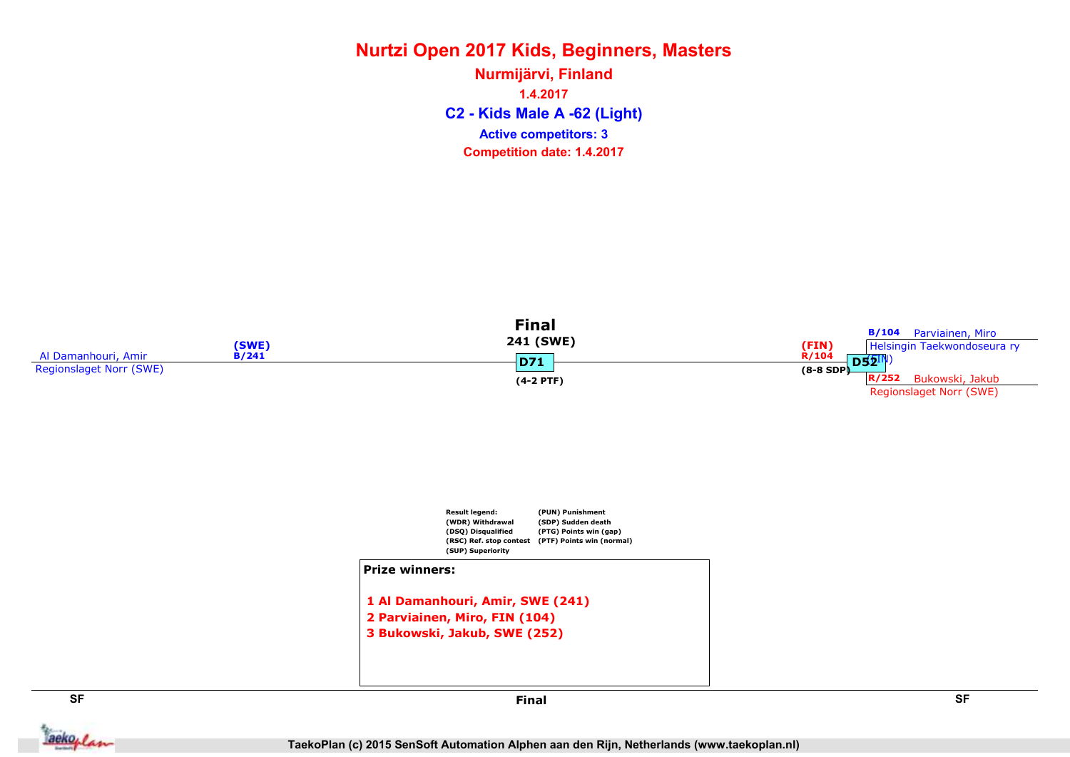# Nurtzi Open 2017 Kids, Beginners, Masters

## Nurmijärvi, Finland

1.4.2017

## C2 - Kids Male A -62 (Light)

Active competitors: 3

Competition date: 1.4.2017

Al Damanhouri, Amir
Regionslaget Norr (SWE)
(SWE)
B/241

**Final**
241 (SWE)
D71
(4-2 PTF)

(FIN)
R/104
(8-8 SDP)
D52

B/104 Parviainen, Miro
Helsingin Taekwondoseura ry (FIN)

R/252 Bukowski, Jakub
Regionslaget Norr (SWE)

Result legend:
(WDR) Withdrawal
(DSQ) Disqualified
(RSC) Ref. stop contest
(SUP) Superiority
(PUN) Punishment
(SDP) Sudden death
(PTG) Points win (gap)
(PTF) Points win (normal)

**Prize winners:**

1 Al Damanhouri, Amir, SWE (241)
2 Parviainen, Miro, FIN (104)
3 Bukowski, Jakub, SWE (252)

SF | Final | SF

TaekoPlan (c) 2015 SenSoft Automation Alphen aan den Rijn, Netherlands (www.taekoplan.nl)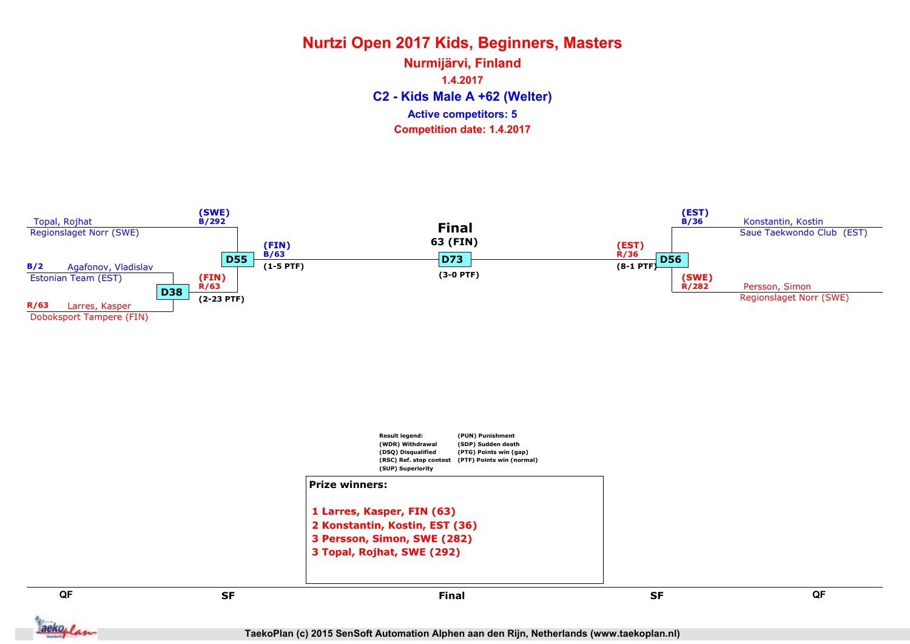# Nurtzi Open 2017 Kids, Beginners, Masters

## Nurmijärvi, Finland

1.4.2017

### C2 - Kids Male A +62 (Welter)

Active competitors: 5

Competition date: 1.4.2017

**Left side**

- Topal, Rojhat — Regionslaget Norr (SWE)
- B/2 Agafonov, Vladislav — Estonian Team (EST)
- R/63 Larres, Kasper — Dobloksport Tampere (FIN)

D38: (FIN) R/63 (2-23 PTF)

D55: (SWE) B/292 vs (FIN) R/63 → (FIN) B/63 (1-5 PTF)

**Final**

63 (FIN)

D73 (3-0 PTF)

**Right side**

- Konstantin, Kostin — Saue Taekwondo Club (EST)
- Persson, Simon — Regionslaget Norr (SWE)

D56: (EST) B/36 vs (SWE) R/282 → (EST) R/36 (8-1 PTF)

Result legend:
- (WDR) Withdrawal
- (DSQ) Disqualified
- (RSC) Ref. stop contest
- (SUP) Superiority
- (PUN) Punishment
- (SDP) Sudden death
- (PTG) Points win (gap)
- (PTF) Points win (normal)

**Prize winners:**

1 Larres, Kasper, FIN (63)
2 Konstantin, Kostin, EST (36)
3 Persson, Simon, SWE (282)
3 Topal, Rojhat, SWE (292)

QF | SF | Final | SF | QF

TaekoPlan (c) 2015 SenSoft Automation Alphen aan den Rijn, Netherlands (www.taekoplan.nl)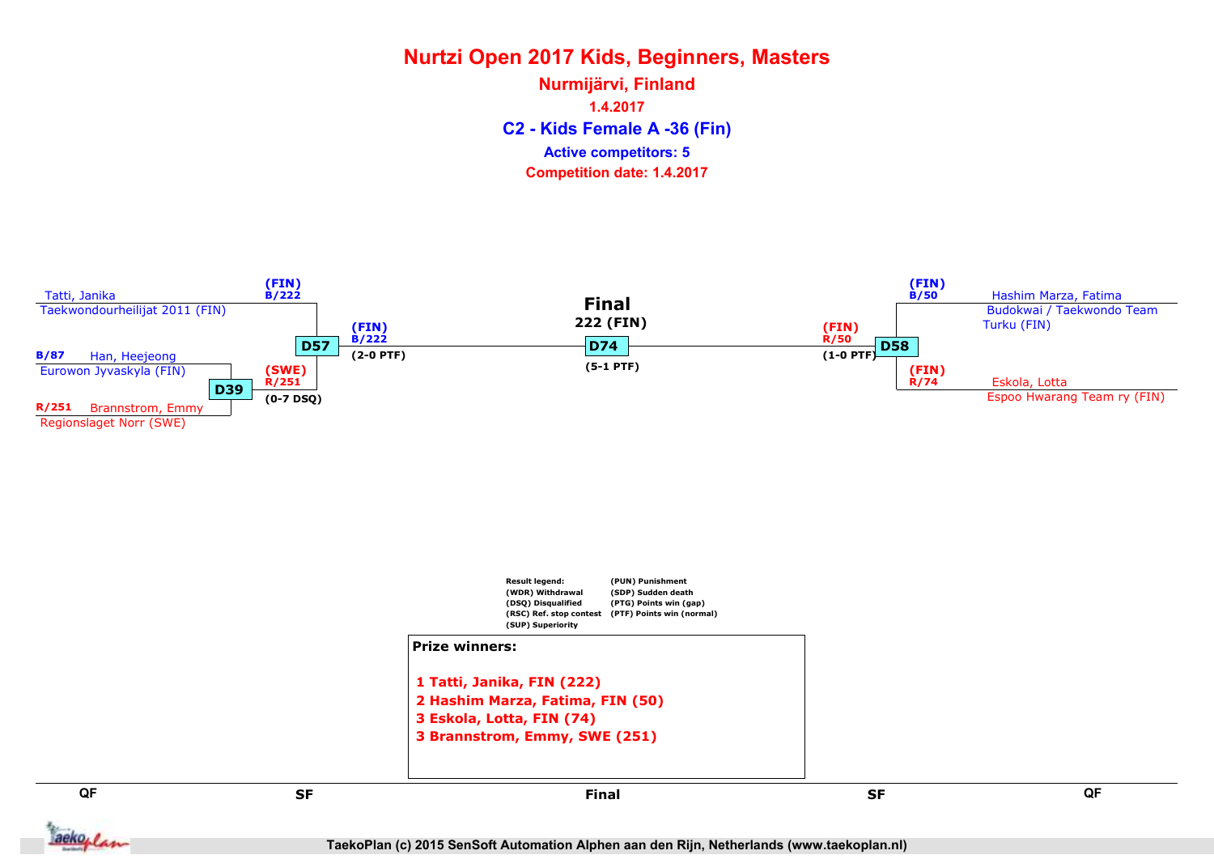# Nurtzi Open 2017 Kids, Beginners, Masters

## Nurmijärvi, Finland

1.4.2017

## C2 - Kids Female A -36 (Fin)

Active competitors: 5

Competition date: 1.4.2017

**Left side**

Tatti, Janika
Taekwondourheilijat 2011 (FIN)

B/87 Han, Heejeong
Eurowon Jyvaskyla (FIN)

R/251 Brannstrom, Emmy
Regionslaget Norr (SWE)

D39: (SWE) R/251 (0-7 DSQ)

D57: (FIN) B/222 (2-0 PTF)

(FIN) B/222

**Final**

222 (FIN)

D74 (5-1 PTF)

**Right side**

(FIN) B/50 Hashim Marza, Fatima
Budokwai / Taekwondo Team Turku (FIN)

(FIN) R/74 Eskola, Lotta
Espoo Hwarang Team ry (FIN)

D58: (FIN) R/50 (1-0 PTF)

Result legend:
(WDR) Withdrawal
(DSQ) Disqualified
(RSC) Ref. stop contest
(SUP) Superiority
(PUN) Punishment
(SDP) Sudden death
(PTG) Points win (gap)
(PTF) Points win (normal)

**Prize winners:**

1 Tatti, Janika, FIN (222)
2 Hashim Marza, Fatima, FIN (50)
3 Eskola, Lotta, FIN (74)
3 Brannstrom, Emmy, SWE (251)

QF | SF | Final | SF | QF

TaekoPlan (c) 2015 SenSoft Automation Alphen aan den Rijn, Netherlands (www.taekoplan.nl)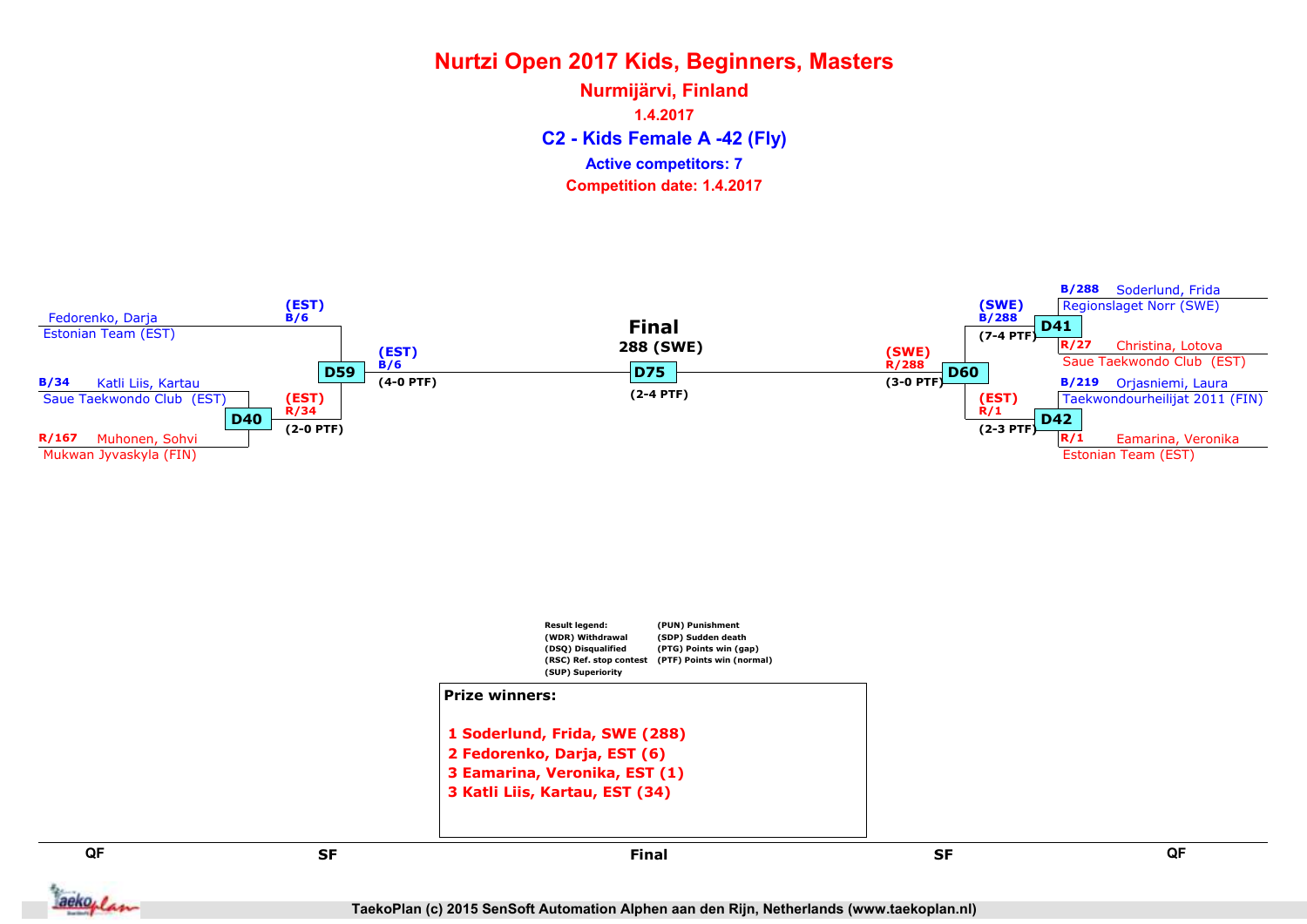# Nurtzi Open 2017 Kids, Beginners, Masters

## Nurmijärvi, Finland

1.4.2017

## C2 - Kids Female A -42 (Fly)

Active competitors: 7

Competition date: 1.4.2017

### QF

- Fedorenko, Darja — Estonian Team (EST)
- B/34 Katli Liis, Kartau — Saue Taekwondo Club (EST)
- R/167 Muhonen, Sohvi — Mukwan Jyvaskyla (FIN)
- **D40**: (EST) R/34 (2-0 PTF)

- B/288 Soderlund, Frida — Regionslaget Norr (SWE)
- R/27 Christina, Lotova — Saue Taekwondo Club (EST)
- **D41**: (SWE) B/288 (7-4 PTF)

- B/219 Orjasniemi, Laura — Taekwondourheilijat 2011 (FIN)
- R/1 Eamarina, Veronika — Estonian Team (EST)
- **D42**: (EST) R/1 (2-3 PTF)

### SF

- **D59**: (EST) B/6 vs (EST) R/34 — (EST) B/6 (4-0 PTF)
- **D60**: (SWE) B/288 vs (EST) R/1 — (SWE) R/288 (3-0 PTF)

### Final

- **D75**: Final 288 (SWE) (2-4 PTF)

Result legend:
(WDR) Withdrawal
(DSQ) Disqualified
(RSC) Ref. stop contest
(SUP) Superiority
(PUN) Punishment
(SDP) Sudden death
(PTG) Points win (gap)
(PTF) Points win (normal)

**Prize winners:**

1. Soderlund, Frida, SWE (288)
2. Fedorenko, Darja, EST (6)
3. Eamarina, Veronika, EST (1)
3. Katli Liis, Kartau, EST (34)

QF | SF | Final | SF | QF

TaekoPlan (c) 2015 SenSoft Automation Alphen aan den Rijn, Netherlands (www.taekoplan.nl)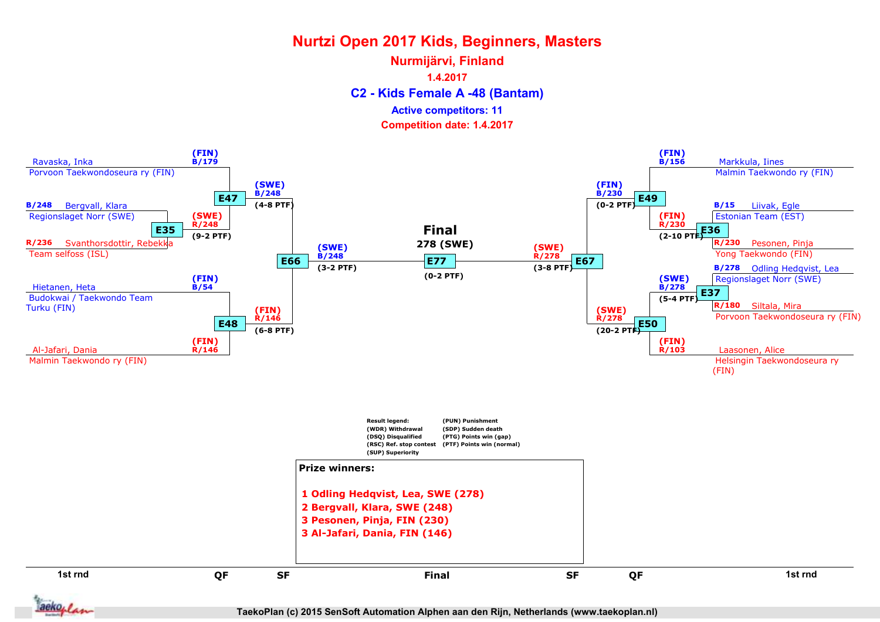# Nurtzi Open 2017 Kids, Beginners, Masters

## Nurmijärvi, Finland

1.4.2017

### C2 - Kids Female A -48 (Bantam)

Active competitors: 11

Competition date: 1.4.2017

**1st rnd**

- E35: B/248 Bergvall, Klara – Regionslaget Norr (SWE) vs R/236 Svanthorsdottir, Rebekka – Team selfoss (ISL) → (SWE) R/248 (9-2 PTF)
- E36: B/15 Liivak, Egle – Estonian Team (EST) vs R/230 Pesonen, Pinja – Yong Taekwondo (FIN) → (FIN) R/230 (2-10 PTF)
- E37: B/278 Odling Hedqvist, Lea – Regionslaget Norr (SWE) vs R/180 Siltala, Mira – Porvoon Taekwondoseura ry (FIN) → (SWE) B/278 (5-4 PTF)

**QF**

- E47: (FIN) B/179 Ravaska, Inka – Porvoon Taekwondoseura ry (FIN) vs (SWE) R/248 → (SWE) B/248 (4-8 PTF)
- E48: (FIN) B/54 Hietanen, Heta – Budokwai / Taekwondo Team Turku (FIN) vs (FIN) R/146 Al-Jafari, Dania – Malmin Taekwondo ry (FIN) → (FIN) R/146 (6-8 PTF)
- E49: (FIN) B/156 Markkula, Iines – Malmin Taekwondo ry (FIN) vs (FIN) R/230 → (FIN) B/230 (0-2 PTF)
- E50: (SWE) B/278 vs (FIN) R/103 Laasonen, Alice – Helsingin Taekwondoseura ry (FIN) → (SWE) R/278 (20-2 PTF)

**SF**

- E66: (SWE) B/248 vs (FIN) R/146 → (SWE) B/248 (3-2 PTF)
- E67: (FIN) B/230 vs (SWE) R/278 → (SWE) R/278 (3-8 PTF)

**Final**

- E77: (SWE) B/248 vs (SWE) R/278 → 278 (SWE) (0-2 PTF)

Result legend:
(WDR) Withdrawal
(DSQ) Disqualified
(RSC) Ref. stop contest
(SUP) Superiority
(PUN) Punishment
(SDP) Sudden death
(PTG) Points win (gap)
(PTF) Points win (normal)

**Prize winners:**

1 Odling Hedqvist, Lea, SWE (278)
2 Bergvall, Klara, SWE (248)
3 Pesonen, Pinja, FIN (230)
3 Al-Jafari, Dania, FIN (146)

TaekoPlan (c) 2015 SenSoft Automation Alphen aan den Rijn, Netherlands (www.taekoplan.nl)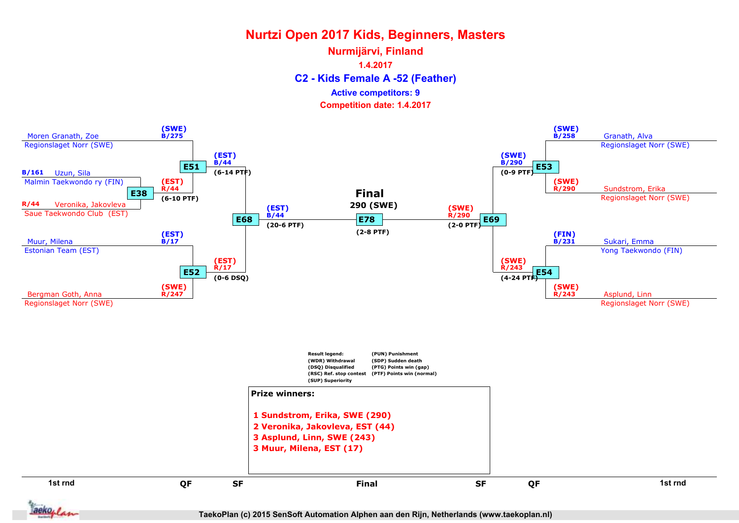# Nurtzi Open 2017 Kids, Beginners, Masters

## Nurmijärvi, Finland

1.4.2017

### C2 - Kids Female A -52 (Feather)

Active competitors: 9

Competition date: 1.4.2017

**1st rnd**

- B/161 Uzun, Sila — Malmin Taekwondo ry (FIN)
- R/44 Veronika, Jakovleva — Saue Taekwondo Club (EST)

**E38**: (EST) R/44 (6-10 PTF)

**QF**

- (SWE) B/275 Moren Granath, Zoe — Regionslaget Norr (SWE)
- (EST) R/44

**E51**: (EST) B/44 (6-14 PTF)

- (EST) B/17 Muur, Milena — Estonian Team (EST)
- (SWE) R/247 Bergman Goth, Anna — Regionslaget Norr (SWE)

**E52**: (EST) R/17 (0-6 DSQ)

- (SWE) B/258 Granath, Alva — Regionslaget Norr (SWE)
- (SWE) R/290 Sundstrom, Erika — Regionslaget Norr (SWE)

**E53**: (SWE) B/290 (0-9 PTF)

- (FIN) B/231 Sukari, Emma — Yong Taekwondo (FIN)
- (SWE) R/243 Asplund, Linn — Regionslaget Norr (SWE)

**E54**: (SWE) R/243 (4-24 PTF)

**SF**

**E68**: (EST) B/44 (20-6 PTF)

**E69**: (SWE) R/290 (2-0 PTF)

**Final**

**E78**: 290 (SWE) (2-8 PTF)

Result legend:
(WDR) Withdrawal
(DSQ) Disqualified
(RSC) Ref. stop contest
(SUP) Superiority
(PUN) Punishment
(SDP) Sudden death
(PTG) Points win (gap)
(PTF) Points win (normal)

**Prize winners:**

1 Sundstrom, Erika, SWE (290)
2 Veronika, Jakovleva, EST (44)
3 Asplund, Linn, SWE (243)
3 Muur, Milena, EST (17)

TaekoPlan (c) 2015 SenSoft Automation Alphen aan den Rijn, Netherlands (www.taekoplan.nl)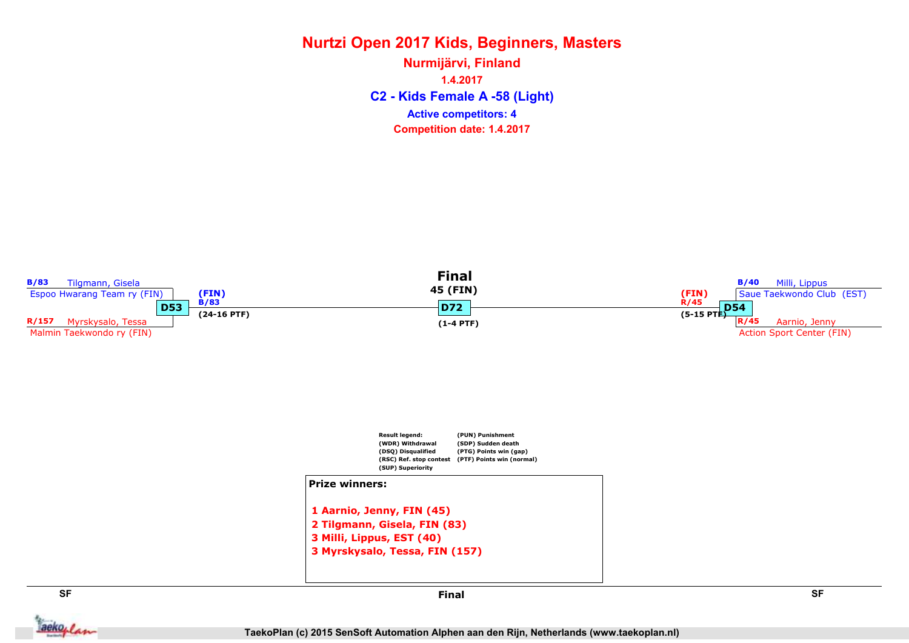# Nurtzi Open 2017 Kids, Beginners, Masters

## Nurmijärvi, Finland

1.4.2017

## C2 - Kids Female A -58 (Light)

Active competitors: 4

Competition date: 1.4.2017

**SF**

B/83 Tilgmann, Gisela
Espoo Hwarang Team ry (FIN)

**D53**

R/157 Myrskysalo, Tessa
Malmin Taekwondo ry (FIN)

(FIN)
B/83
(24-16 PTF)

**Final**

45 (FIN)

**D72**

(1-4 PTF)

**SF**

B/40 Milli, Lippus
Saue Taekwondo Club (EST)

**D54**

R/45 Aarnio, Jenny
Action Sport Center (FIN)

(FIN)
R/45
(5-15 PTF)

Result legend:
(WDR) Withdrawal
(DSQ) Disqualified
(RSC) Ref. stop contest
(SUP) Superiority
(PUN) Punishment
(SDP) Sudden death
(PTG) Points win (gap)
(PTF) Points win (normal)

**Prize winners:**

1 Aarnio, Jenny, FIN (45)
2 Tilgmann, Gisela, FIN (83)
3 Milli, Lippus, EST (40)
3 Myrskysalo, Tessa, FIN (157)

TaekoPlan (c) 2015 SenSoft Automation Alphen aan den Rijn, Netherlands (www.taekoplan.nl)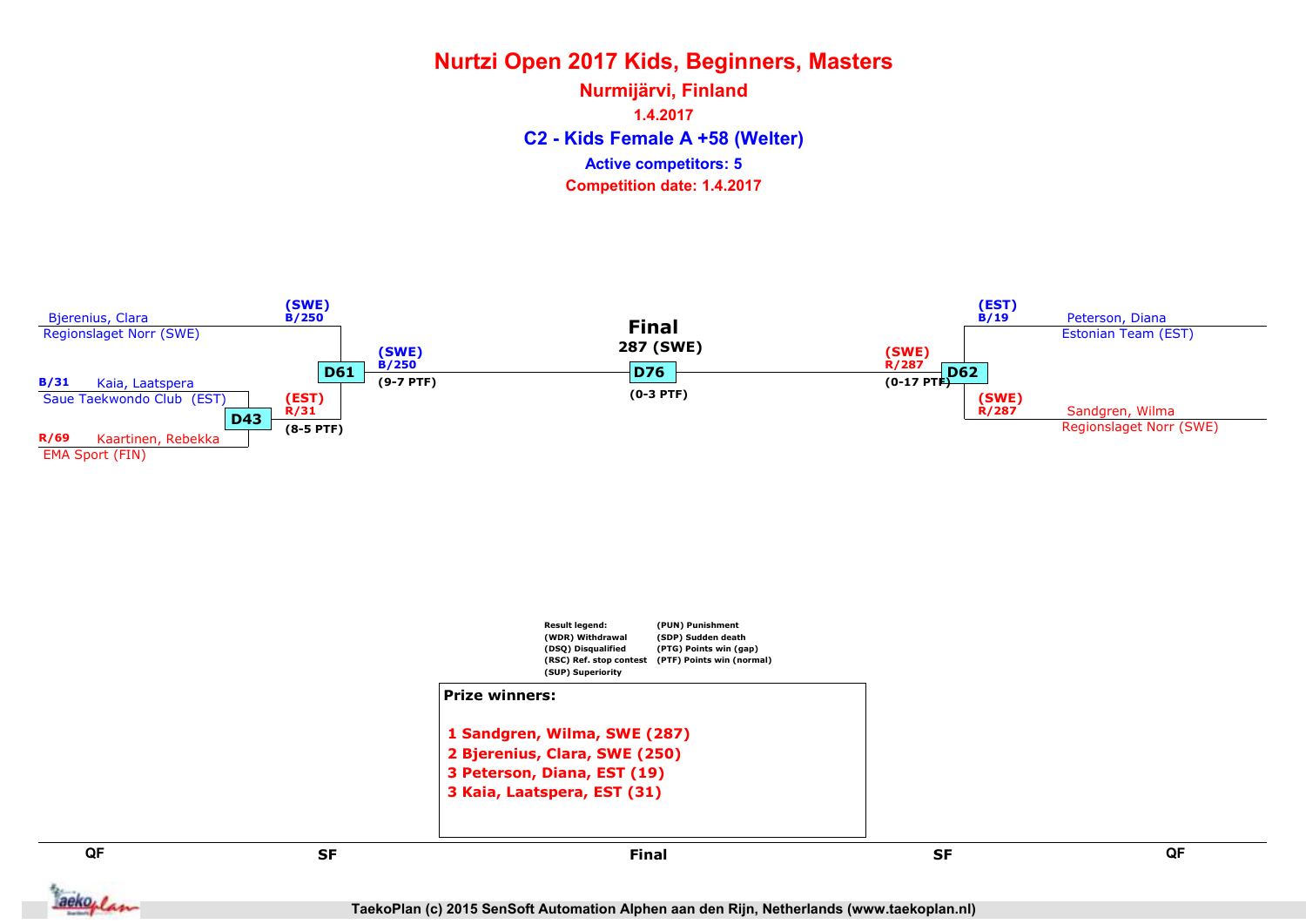# Nurtzi Open 2017 Kids, Beginners, Masters

## Nurmijärvi, Finland

1.4.2017

### C2 - Kids Female A +58 (Welter)

Active competitors: 5

Competition date: 1.4.2017

**QF**

- B/31 Kaia, Laatspera — Saue Taekwondo Club (EST)
- R/69 Kaartinen, Rebekka — EMA Sport (FIN)
- D43: (EST) R/31 (8-5 PTF)

**SF (left)**

- Bjerenius, Clara — Regionslaget Norr (SWE) — (SWE) B/250
- (EST) R/31
- D61: (SWE) B/250 (9-7 PTF)

**Final**

287 (SWE)

D76 (0-3 PTF)

**SF (right)**

- Peterson, Diana — Estonian Team (EST) — (EST) B/19
- Sandgren, Wilma — Regionslaget Norr (SWE) — (SWE) R/287
- D62: (SWE) R/287 (0-17 PTF)

Result legend:
(WDR) Withdrawal
(DSQ) Disqualified
(RSC) Ref. stop contest
(SUP) Superiority
(PUN) Punishment
(SDP) Sudden death
(PTG) Points win (gap)
(PTF) Points win (normal)

**Prize winners:**

1 Sandgren, Wilma, SWE (287)
2 Bjerenius, Clara, SWE (250)
3 Peterson, Diana, EST (19)
3 Kaia, Laatspera, EST (31)

TaekoPlan (c) 2015 SenSoft Automation Alphen aan den Rijn, Netherlands (www.taekoplan.nl)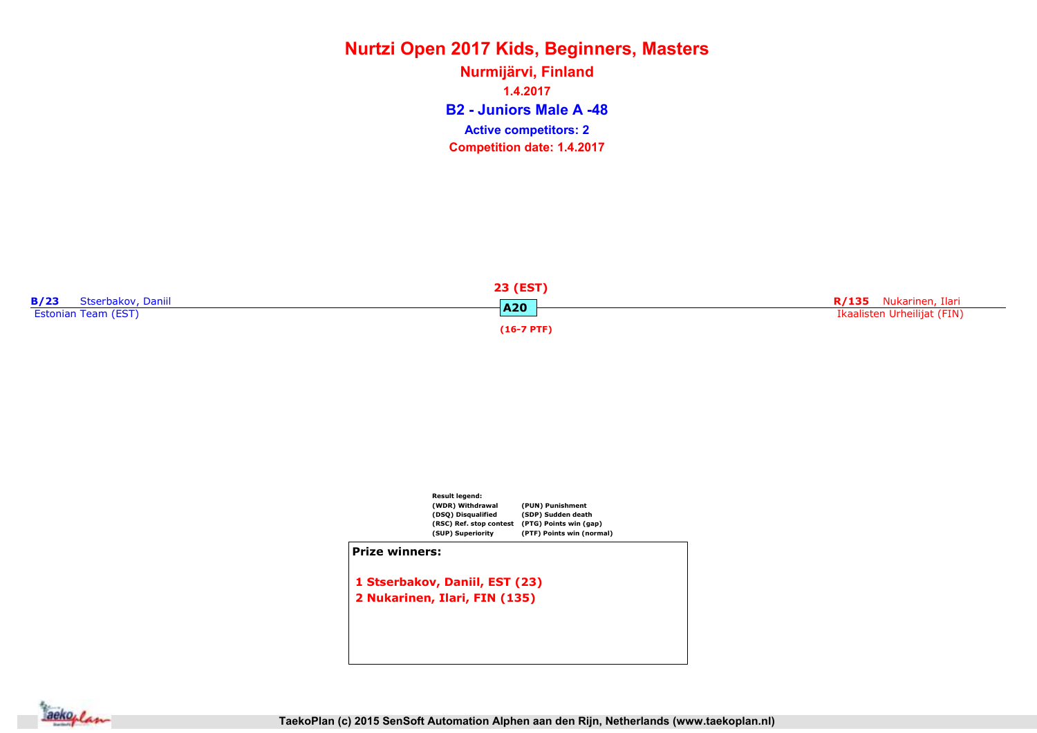# Nurtzi Open 2017 Kids, Beginners, Masters

## Nurmijärvi, Finland

1.4.2017

### B2 - Juniors Male A -48

Active competitors: 2

Competition date: 1.4.2017

**B/23** Stserbakov, Daniil
Estonian Team (EST)

23 (EST)

**A20**

(16-7 PTF)

**R/135** Nukarinen, Ilari
Ikaalisten Urheilijat (FIN)

Result legend:

| | |
|---|---|
| (WDR) Withdrawal | (PUN) Punishment |
| (DSQ) Disqualified | (SDP) Sudden death |
| (RSC) Ref. stop contest | (PTG) Points win (gap) |
| (SUP) Superiority | (PTF) Points win (normal) |

**Prize winners:**

1 Stserbakov, Daniil, EST (23)
2 Nukarinen, Ilari, FIN (135)

TaekoPlan (c) 2015 SenSoft Automation Alphen aan den Rijn, Netherlands (www.taekoplan.nl)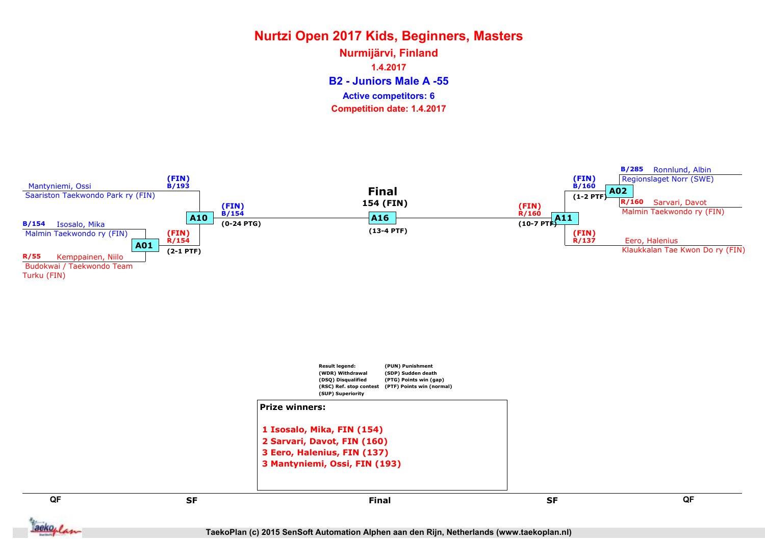# Nurtzi Open 2017 Kids, Beginners, Masters

## Nurmijärvi, Finland

1.4.2017

### B2 - Juniors Male A -55

Active competitors: 6

Competition date: 1.4.2017

**QF**

- Mantyniemi, Ossi — Saariston Taekwondo Park ry (FIN)
- B/154 Isosalo, Mika — Malmin Taekwondo ry (FIN)
- R/55 Kemppainen, Niilo — Budokwai / Taekwondo Team Turku (FIN)
- B/285 Ronnlund, Albin — Regionslaget Norr (SWE)
- R/160 Sarvari, Davot — Malmin Taekwondo ry (FIN)
- Eero, Halenius — Klaukkalan Tae Kwon Do ry (FIN)

**A01**: B/154 vs R/55 — winner (FIN) R/154 (2-1 PTF)

**A02**: B/285 vs R/160 — winner (FIN) R/160 (1-2 PTF)

**SF**

**A10**: (FIN) B/193 vs (FIN) R/154 — winner (FIN) B/154 (0-24 PTG)

**A11**: (FIN) B/160 vs (FIN) R/137 — winner (FIN) R/160 (10-7 PTF)

**Final**

**A16**: 154 (FIN) (13-4 PTF)

Result legend:
- (WDR) Withdrawal
- (DSQ) Disqualified
- (RSC) Ref. stop contest
- (SUP) Superiority
- (PUN) Punishment
- (SDP) Sudden death
- (PTG) Points win (gap)
- (PTF) Points win (normal)

**Prize winners:**

1 Isosalo, Mika, FIN (154)
2 Sarvari, Davot, FIN (160)
3 Eero, Halenius, FIN (137)
3 Mantyniemi, Ossi, FIN (193)

QF | SF | Final | SF | QF

TaekoPlan (c) 2015 SenSoft Automation Alphen aan den Rijn, Netherlands (www.taekoplan.nl)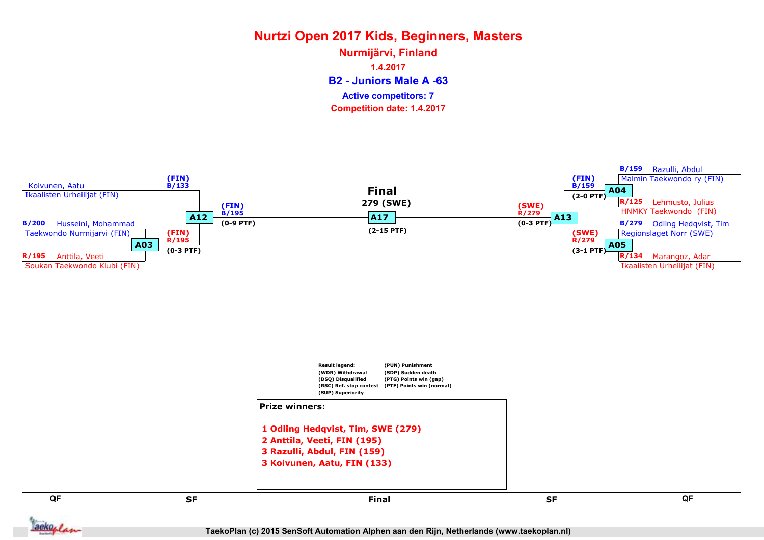# Nurtzi Open 2017 Kids, Beginners, Masters

## Nurmijärvi, Finland

1.4.2017

### B2 - Juniors Male A -63

Active competitors: 7

Competition date: 1.4.2017

**Left bracket**

QF:
- A03: B/200 Husseini, Mohammad — Taekwondo Nurmijarvi (FIN) vs R/195 Anttila, Veeti — Soukan Taekwondo Klubi (FIN) → (FIN) R/195 (0-3 PTF)

SF:
- A12: Koivunen, Aatu — Ikaalisten Urheilijat (FIN) (FIN) B/133 vs (FIN) R/195 → (FIN) B/195 (0-9 PTF)

**Final**

A17: 279 (SWE) (2-15 PTF)

**Right bracket**

QF:
- A04: B/159 Razulli, Abdul — Malmin Taekwondo ry (FIN) vs R/125 Lehmusto, Julius — HNMKY Taekwondo (FIN) → (FIN) B/159 (2-0 PTF)
- A05: B/279 Odling Hedqvist, Tim — Regionslaget Norr (SWE) vs R/134 Marangoz, Adar — Ikaalisten Urheilijat (FIN) → (SWE) R/279 (3-1 PTF)

SF:
- A13: (FIN) B/159 vs (SWE) R/279 → (SWE) R/279 (0-3 PTF)

QF | SF | Final | SF | QF

**Result legend:**

| | |
|---|---|
| (WDR) Withdrawal | (PUN) Punishment |
| (DSQ) Disqualified | (SDP) Sudden death |
| (RSC) Ref. stop contest | (PTG) Points win (gap) |
| (SUP) Superiority | (PTF) Points win (normal) |

**Prize winners:**

1 Odling Hedqvist, Tim, SWE (279)
2 Anttila, Veeti, FIN (195)
3 Razulli, Abdul, FIN (159)
3 Koivunen, Aatu, FIN (133)

TaekoPlan (c) 2015 SenSoft Automation Alphen aan den Rijn, Netherlands (www.taekoplan.nl)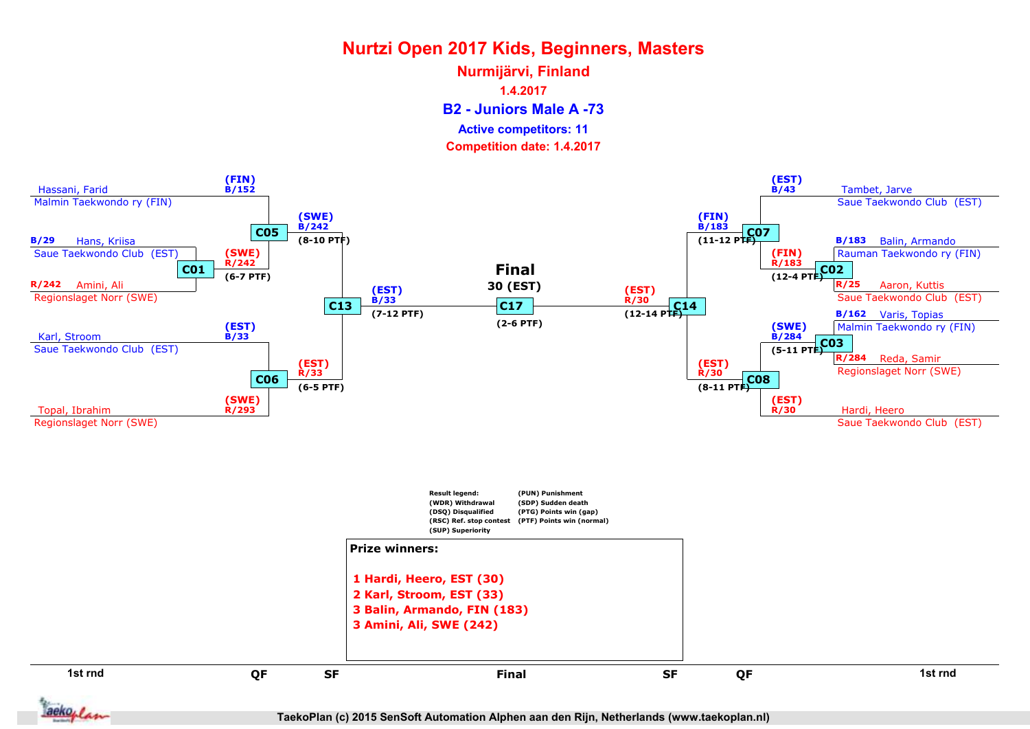# Nurtzi Open 2017 Kids, Beginners, Masters

## Nurmijärvi, Finland

1.4.2017

### B2 - Juniors Male A -73

**Active competitors: 11**

**Competition date: 1.4.2017**

**1st rnd (left side)**

- B/29 Hans, Kriisa — Saue Taekwondo Club (EST)
- R/242 Amini, Ali — Regionslaget Norr (SWE)
- C01: (SWE) R/242 (6-7 PTF)

**QF (left side)**

- Hassani, Farid — Malmin Taekwondo ry (FIN) — (FIN) B/152
- C05: (SWE) B/242 (8-10 PTF)
- Karl, Stroom — Saue Taekwondo Club (EST) — (EST) B/33
- Topal, Ibrahim — Regionslaget Norr (SWE) — (SWE) R/293
- C06: (EST) R/33 (6-5 PTF)

**SF (left side)**

- C13: (EST) B/33 (7-12 PTF)

**Final**

- C17: 30 (EST) (2-6 PTF)

**SF (right side)**

- C14: (EST) R/30 (12-14 PTF)

**QF (right side)**

- Tambet, Jarve — Saue Taekwondo Club (EST) — (EST) B/43
- C07: (FIN) B/183 (11-12 PTF)
- C08: (EST) R/30 (8-11 PTF)
- Hardi, Heero — Saue Taekwondo Club (EST) — (EST) R/30

**1st rnd (right side)**

- B/183 Balin, Armando — Rauman Taekwondo ry (FIN)
- R/25 Aaron, Kuttis — Saue Taekwondo Club (EST)
- C02: (FIN) R/183 (12-4 PTF)
- B/162 Varis, Topias — Malmin Taekwondo ry (FIN)
- R/284 Reda, Samir — Regionslaget Norr (SWE)
- C03: (SWE) B/284 (5-11 PTF)

Result legend:
- (WDR) Withdrawal
- (DSQ) Disqualified
- (RSC) Ref. stop contest
- (SUP) Superiority
- (PUN) Punishment
- (SDP) Sudden death
- (PTG) Points win (gap)
- (PTF) Points win (normal)

**Prize winners:**

1. Hardi, Heero, EST (30)
2. Karl, Stroom, EST (33)
3. Balin, Armando, FIN (183)
3. Amini, Ali, SWE (242)

1st rnd | QF | SF | Final | SF | QF | 1st rnd

TaekoPlan (c) 2015 SenSoft Automation Alphen aan den Rijn, Netherlands (www.taekoplan.nl)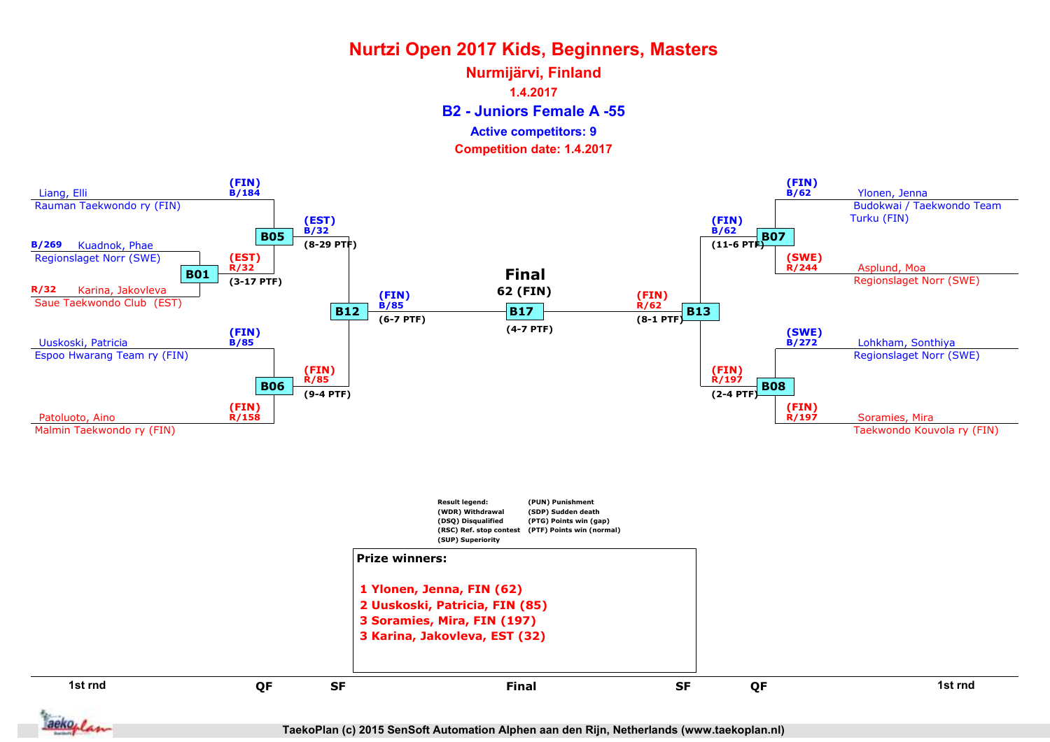# Nurtzi Open 2017 Kids, Beginners, Masters

## Nurmijärvi, Finland

1.4.2017

### B2 - Juniors Female A -55

Active competitors: 9

Competition date: 1.4.2017

**1st rnd**

- B/269 Kuadnok, Phae — Regionslaget Norr (SWE)
- R/32 Karina, Jakovleva — Saue Taekwondo Club (EST)
- **B01**: (EST) R/32 (3-17 PTF)

**QF**

- B/184 (FIN) Liang, Elli — Rauman Taekwondo ry (FIN)
- R/32 (EST)
- **B05**: (EST) B/32 (8-29 PTF)

- B/85 (FIN) Uuskoski, Patricia — Espoo Hwarang Team ry (FIN)
- R/158 (FIN) Patoluoto, Aino — Malmin Taekwondo ry (FIN)
- **B06**: (FIN) R/85 (9-4 PTF)

- B/62 (FIN) Ylonen, Jenna — Budokwai / Taekwondo Team Turku (FIN)
- R/244 (SWE) Asplund, Moa — Regionslaget Norr (SWE)
- **B07**: (FIN) B/62 (11-6 PTF)

- B/272 (SWE) Lohkham, Sonthiya — Regionslaget Norr (SWE)
- R/197 (FIN) Soramies, Mira — Taekwondo Kouvola ry (FIN)
- **B08**: (FIN) R/197 (2-4 PTF)

**SF**

- **B12**: (FIN) B/85 (6-7 PTF)
- **B13**: (FIN) R/62 (8-1 PTF)

**Final**

- **B17**: 62 (FIN) (4-7 PTF)

Result legend:
(WDR) Withdrawal
(DSQ) Disqualified
(RSC) Ref. stop contest
(SUP) Superiority
(PUN) Punishment
(SDP) Sudden death
(PTG) Points win (gap)
(PTF) Points win (normal)

**Prize winners:**

1 Ylonen, Jenna, FIN (62)
2 Uuskoski, Patricia, FIN (85)
3 Soramies, Mira, FIN (197)
3 Karina, Jakovleva, EST (32)

TaekoPlan (c) 2015 SenSoft Automation Alphen aan den Rijn, Netherlands (www.taekoplan.nl)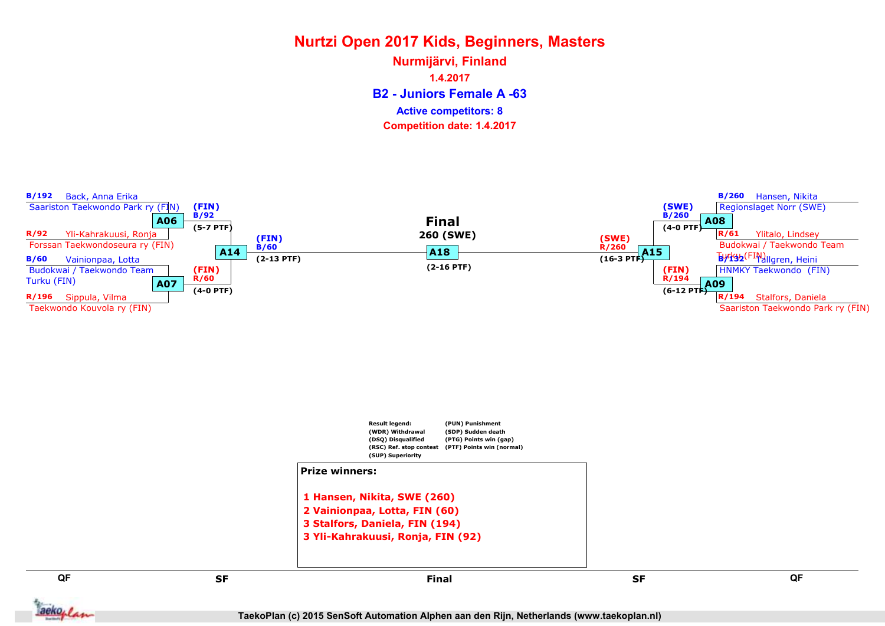# Nurtzi Open 2017 Kids, Beginners, Masters

## Nurmijärvi, Finland

1.4.2017

### B2 - Juniors Female A -63

Active competitors: 8

Competition date: 1.4.2017

**QF (left)**

- B/192 Back, Anna Erika — Saariston Taekwondo Park ry (FIN)
- R/92 Yli-Kahrakuusi, Ronja — Forssan Taekwondoseura ry (FIN)
- A06: (FIN) B/92 (5-7 PTF)
- B/60 Vainionpaa, Lotta — Budokwai / Taekwondo Team Turku (FIN)
- R/196 Sippula, Vilma — Taekwondo Kouvola ry (FIN)
- A07: (FIN) R/60 (4-0 PTF)

**SF (left)**

- A14: (FIN) B/60 (2-13 PTF)

**Final**

- A18: 260 (SWE) (2-16 PTF)

**SF (right)**

- A15: (SWE) R/260 (16-3 PTF)

**QF (right)**

- B/260 Hansen, Nikita — Regionslaget Norr (SWE)
- R/61 Ylitalo, Lindsey — Budokwai / Taekwondo Team Turku (FIN)
- A08: (SWE) B/260 (4-0 PTF)
- B/132 Tallgren, Heini — HNMKY Taekwondo (FIN)
- R/194 Stalfors, Daniela — Saariston Taekwondo Park ry (FIN)
- A09: (FIN) R/194 (6-12 PTF)

Result legend:
(WDR) Withdrawal
(DSQ) Disqualified
(RSC) Ref. stop contest
(SUP) Superiority
(PUN) Punishment
(SDP) Sudden death
(PTG) Points win (gap)
(PTF) Points win (normal)

**Prize winners:**

1 Hansen, Nikita, SWE (260)
2 Vainionpaa, Lotta, FIN (60)
3 Stalfors, Daniela, FIN (194)
3 Yli-Kahrakuusi, Ronja, FIN (92)

QF SF Final SF QF

TaekoPlan (c) 2015 SenSoft Automation Alphen aan den Rijn, Netherlands (www.taekoplan.nl)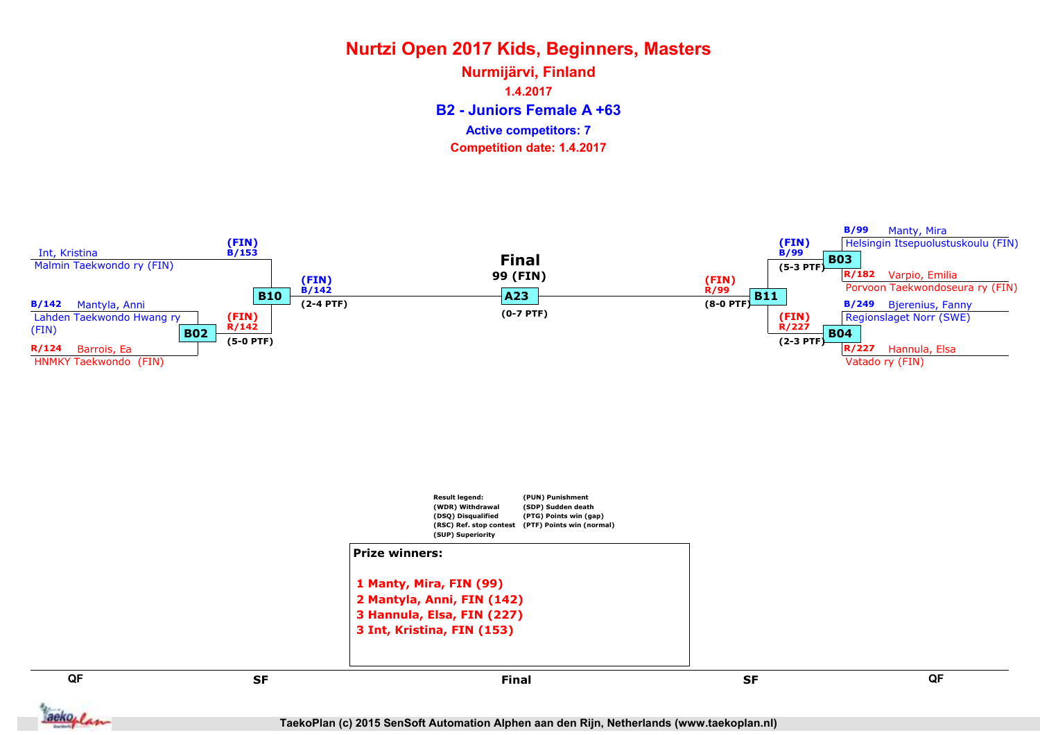# Nurtzi Open 2017 Kids, Beginners, Masters

## Nurmijärvi, Finland

1.4.2017

### B2 - Juniors Female A +63

Active competitors: 7

Competition date: 1.4.2017

**QF (left side)**

- Int, Kristina — Malmin Taekwondo ry (FIN)
- B/142 Mantyla, Anni — Lahden Taekwondo Hwang ry (FIN)
- R/124 Barrois, Ea — HNMKY Taekwondo (FIN)

**B02**: (FIN) R/142 (5-0 PTF)

**SF — B10**: (FIN) B/153; (FIN) B/142 (2-4 PTF)

**Final — A23**: 99 (FIN) (0-7 PTF)

**SF — B11**: (FIN) R/99 (8-0 PTF)

**B03**: (FIN) B/99 (5-3 PTF)

**B04**: (FIN) R/227 (2-3 PTF)

**QF (right side)**

- B/99 Manty, Mira — Helsingin Itsepuolustuskoulu (FIN)
- R/182 Varpio, Emilia — Porvoon Taekwondoseura ry (FIN)
- B/249 Bjerenius, Fanny — Regionslaget Norr (SWE)
- R/227 Hannula, Elsa — Vatado ry (FIN)

| Result legend: | |
|---|---|
| (WDR) Withdrawal | (PUN) Punishment |
| (DSQ) Disqualified | (SDP) Sudden death |
| (RSC) Ref. stop contest | (PTG) Points win (gap) |
| (SUP) Superiority | (PTF) Points win (normal) |

**Prize winners:**

1 Manty, Mira, FIN (99)
2 Mantyla, Anni, FIN (142)
3 Hannula, Elsa, FIN (227)
3 Int, Kristina, FIN (153)

QF | SF | Final | SF | QF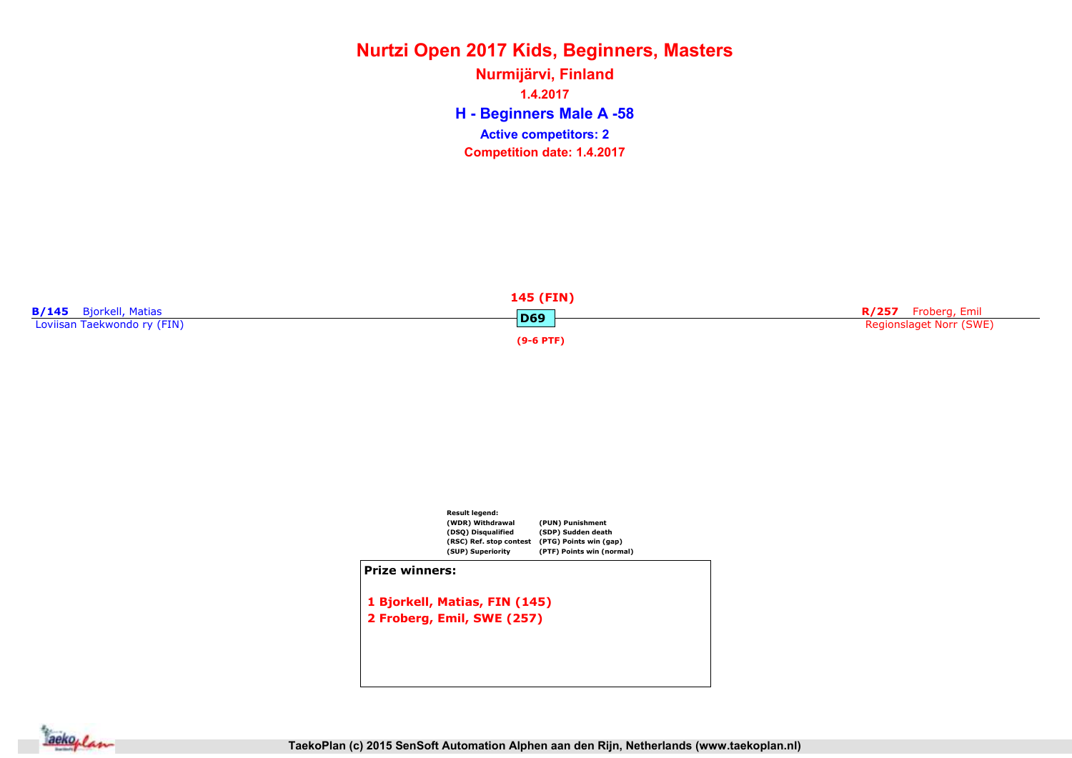# Nurtzi Open 2017 Kids, Beginners, Masters

## Nurmijärvi, Finland

1.4.2017

## H - Beginners Male A -58

**Active competitors: 2**

**Competition date: 1.4.2017**

**B/145** Bjorkell, Matias
Loviisan Taekwondo ry (FIN)

**145 (FIN)**
**D69**
**(9-6 PTF)**

**R/257** Froberg, Emil
Regionslaget Norr (SWE)

Result legend:

| | |
|---|---|
| (WDR) Withdrawal | (PUN) Punishment |
| (DSQ) Disqualified | (SDP) Sudden death |
| (RSC) Ref. stop contest | (PTG) Points win (gap) |
| (SUP) Superiority | (PTF) Points win (normal) |

**Prize winners:**

1 Bjorkell, Matias, FIN (145)
2 Froberg, Emil, SWE (257)

TaekoPlan (c) 2015 SenSoft Automation Alphen aan den Rijn, Netherlands (www.taekoplan.nl)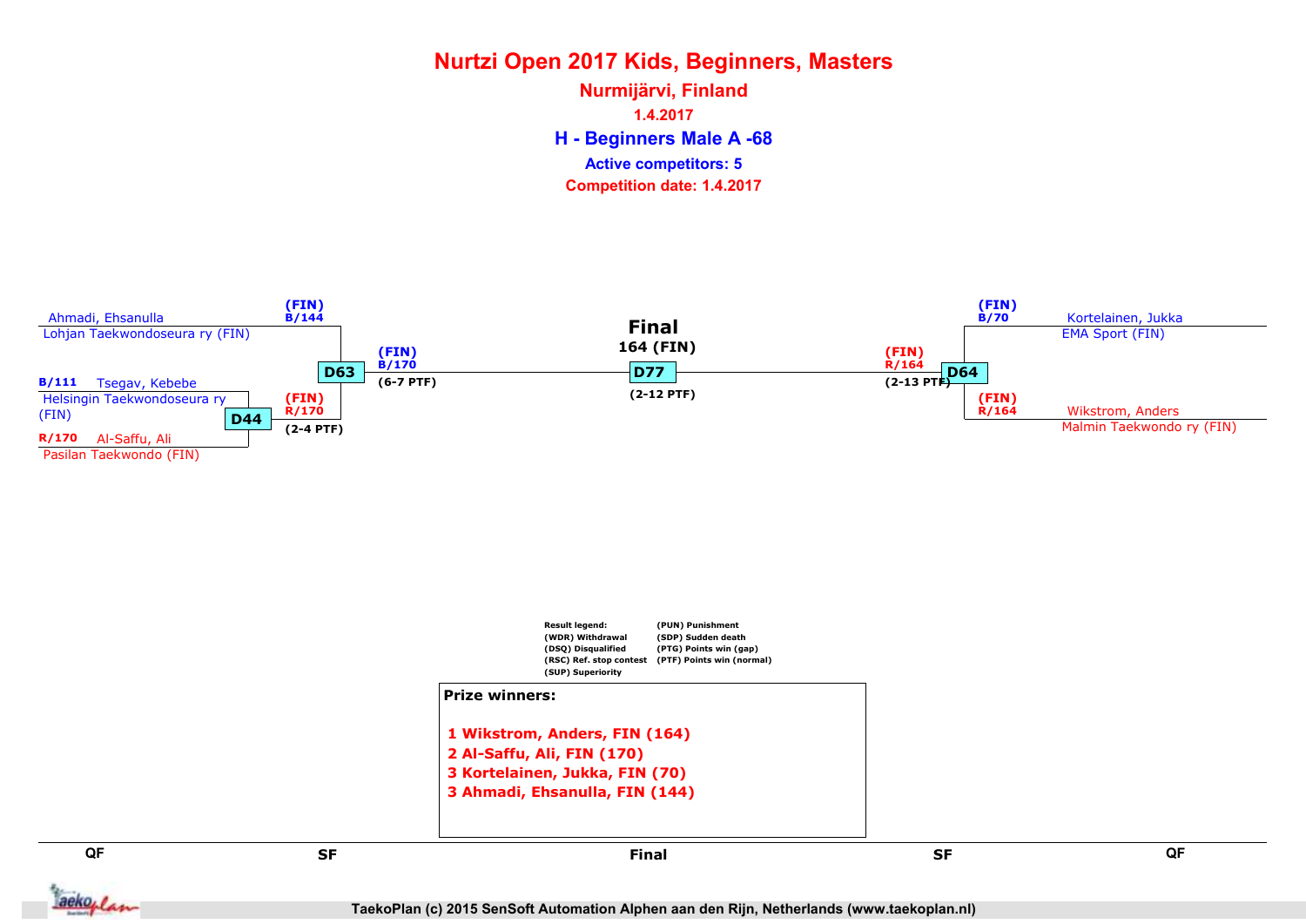# Nurtzi Open 2017 Kids, Beginners, Masters

## Nurmijärvi, Finland

1.4.2017

### H - Beginners Male A -68

Active competitors: 5

Competition date: 1.4.2017

**Left side (QF / SF):**

- Ahmadi, Ehsanulla — Lohjan Taekwondoseura ry (FIN) — (FIN) B/144
- B/111 Tsegav, Kebebe — Helsingin Taekwondoseura ry (FIN)
- R/170 Al-Saffu, Ali — Pasilan Taekwondo (FIN)

D44: (FIN) R/170 (2-4 PTF)

D63: (FIN) B/170 (6-7 PTF)

**Final**

164 (FIN)

D77 (2-12 PTF)

**Right side (SF / QF):**

- Kortelainen, Jukka — EMA Sport (FIN) — (FIN) B/70
- Wikstrom, Anders — Malmin Taekwondo ry (FIN) — (FIN) R/164

D64: (FIN) R/164 (2-13 PTF)

Result legend:
(WDR) Withdrawal
(DSQ) Disqualified
(RSC) Ref. stop contest
(SUP) Superiority
(PUN) Punishment
(SDP) Sudden death
(PTG) Points win (gap)
(PTF) Points win (normal)

**Prize winners:**

1 Wikstrom, Anders, FIN (164)
2 Al-Saffu, Ali, FIN (170)
3 Kortelainen, Jukka, FIN (70)
3 Ahmadi, Ehsanulla, FIN (144)

QF | SF | Final | SF | QF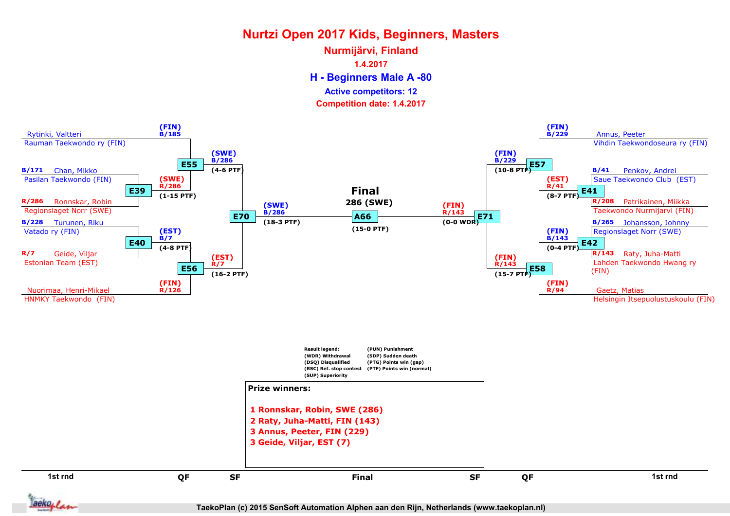# Nurtzi Open 2017 Kids, Beginners, Masters

## Nurmijärvi, Finland

1.4.2017

### H - Beginners Male A -80

Active competitors: 12

Competition date: 1.4.2017

**1st rnd (left side)**

- Rytinki, Valtteri — Rauman Taekwondo ry (FIN)
- B/171 Chan, Mikko — Pasilan Taekwondo (FIN)
- R/286 Ronnskar, Robin — Regionslaget Norr (SWE)
- B/228 Turunen, Riku — Vatado ry (FIN)
- R/7 Geide, Viljar — Estonian Team (EST)
- Nuorimaa, Henri-Mikael — HNMKY Taekwondo (FIN)

**Matches (left side)**

- E39: (SWE) R/286 (1-15 PTF)
- E40: (EST) B/7 (4-8 PTF)
- E55: (FIN) B/185 vs (SWE) R/286 → (SWE) B/286 (4-6 PTF)
- E56: (EST) B/7 vs (FIN) R/126 → (EST) R/7 (16-2 PTF)
- E70: (SWE) B/286 (18-3 PTF)

**Final**

286 (SWE)

A66 (15-0 PTF)

**Matches (right side)**

- E71: (FIN) R/143 (0-0 WDR)
- E57: (FIN) B/229 vs (EST) R/41 → (FIN) B/229 (10-8 PTF)
- E58: (FIN) B/143 vs (FIN) R/94 → (FIN) R/143 (15-7 PTF)
- E41: (EST) R/41 (8-7 PTF)
- E42: (FIN) B/143 (0-4 PTF)

**1st rnd (right side)**

- Annus, Peeter — Vihdin Taekwondoseura ry (FIN)
- B/41 Penkov, Andrei — Saue Taekwondo Club (EST)
- R/208 Patrikainen, Miikka — Taekwondo Nurmijarvi (FIN)
- B/265 Johansson, Johnny — Regionslaget Norr (SWE)
- R/143 Raty, Juha-Matti — Lahden Taekwondo Hwang ry (FIN)
- Gaetz, Matias — Helsingin Itsepuolustuskoulu (FIN)

Result legend:
(WDR) Withdrawal
(DSQ) Disqualified
(RSC) Ref. stop contest
(SUP) Superiority
(PUN) Punishment
(SDP) Sudden death
(PTG) Points win (gap)
(PTF) Points win (normal)

**Prize winners:**

1 Ronnskar, Robin, SWE (286)
2 Raty, Juha-Matti, FIN (143)
3 Annus, Peeter, FIN (229)
3 Geide, Viljar, EST (7)

1st rnd | QF | SF | Final | SF | QF | 1st rnd

TaekoPlan (c) 2015 SenSoft Automation Alphen aan den Rijn, Netherlands (www.taekoplan.nl)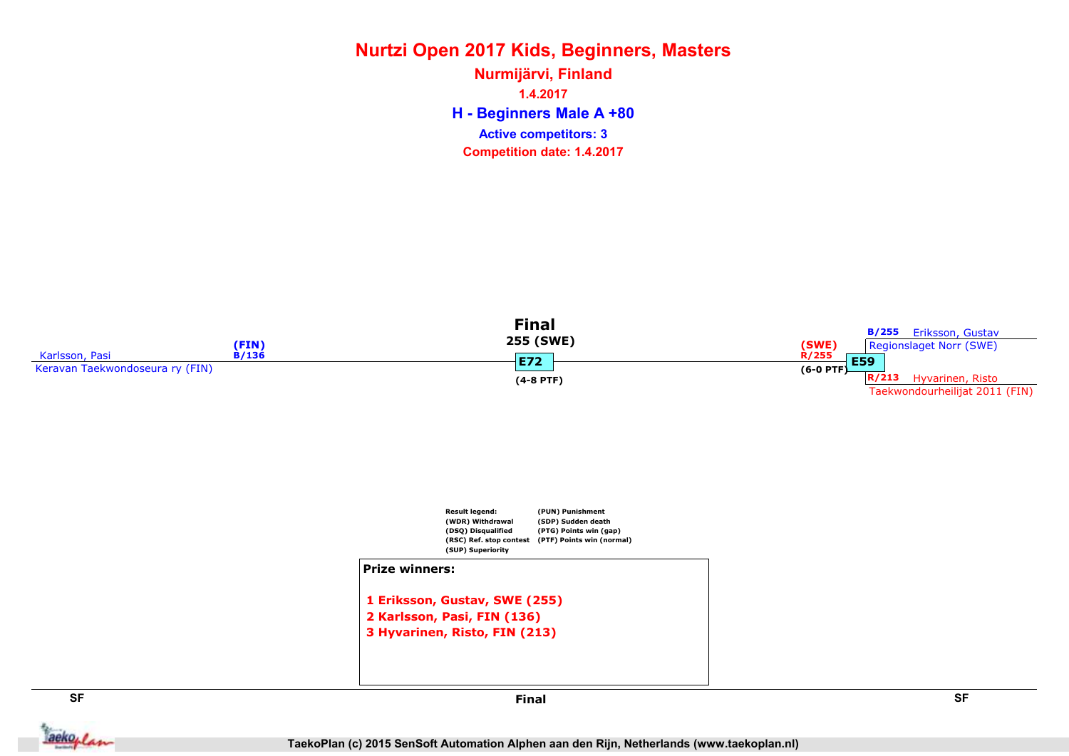# Nurtzi Open 2017 Kids, Beginners, Masters

## Nurmijärvi, Finland

1.4.2017

## H - Beginners Male A +80

**Active competitors: 3**

**Competition date: 1.4.2017**

**Final**

255 (SWE)

E72

(4-8 PTF)

Karlsson, Pasi
Keravan Taekwondoseura ry (FIN)
(FIN)
B/136

(SWE)
R/255
(6-0 PTF)

E59

B/255 Eriksson, Gustav
Regionslaget Norr (SWE)

R/213 Hyvarinen, Risto
Taekwondourheilijat 2011 (FIN)

Result legend:
(WDR) Withdrawal
(DSQ) Disqualified
(RSC) Ref. stop contest
(SUP) Superiority
(PUN) Punishment
(SDP) Sudden death
(PTG) Points win (gap)
(PTF) Points win (normal)

**Prize winners:**

1 Eriksson, Gustav, SWE (255)
2 Karlsson, Pasi, FIN (136)
3 Hyvarinen, Risto, FIN (213)

SF | Final | SF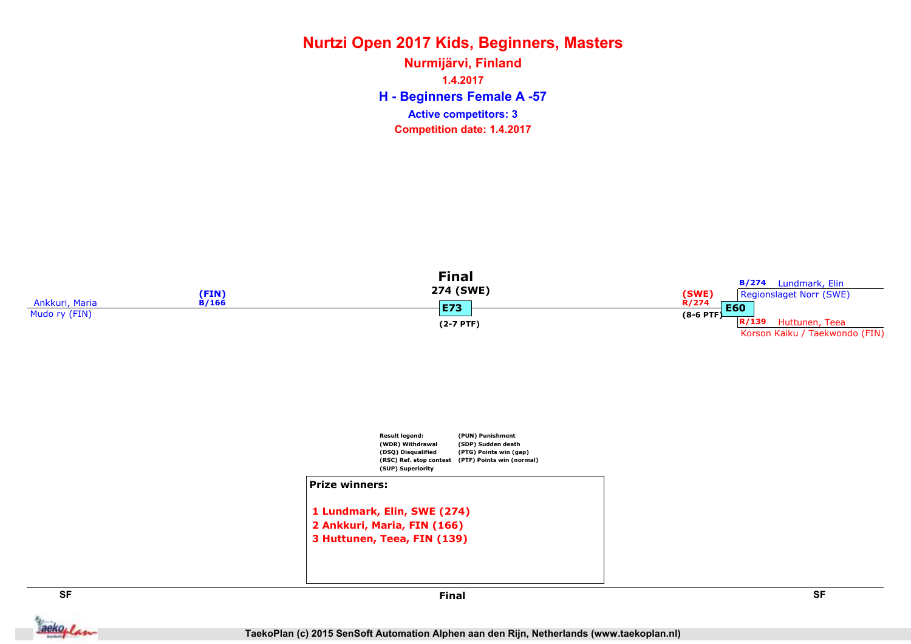# Nurtzi Open 2017 Kids, Beginners, Masters

## Nurmijärvi, Finland

1.4.2017

### H - Beginners Female A -57

Active competitors: 3

Competition date: 1.4.2017

Ankkuri, Maria
Mudo ry (FIN)
(FIN)
B/166

**Final**
274 (SWE)
E73
(2-7 PTF)

(SWE)
R/274
(8-6 PTF)
E60

B/274 Lundmark, Elin
Regionslaget Norr (SWE)

R/139 Huttunen, Teea
Korson Kaiku / Taekwondo (FIN)

Result legend:
(WDR) Withdrawal
(DSQ) Disqualified
(RSC) Ref. stop contest
(SUP) Superiority
(PUN) Punishment
(SDP) Sudden death
(PTG) Points win (gap)
(PTF) Points win (normal)

**Prize winners:**

1 Lundmark, Elin, SWE (274)
2 Ankkuri, Maria, FIN (166)
3 Huttunen, Teea, FIN (139)

SF | Final | SF

TaekoPlan (c) 2015 SenSoft Automation Alphen aan den Rijn, Netherlands (www.taekoplan.nl)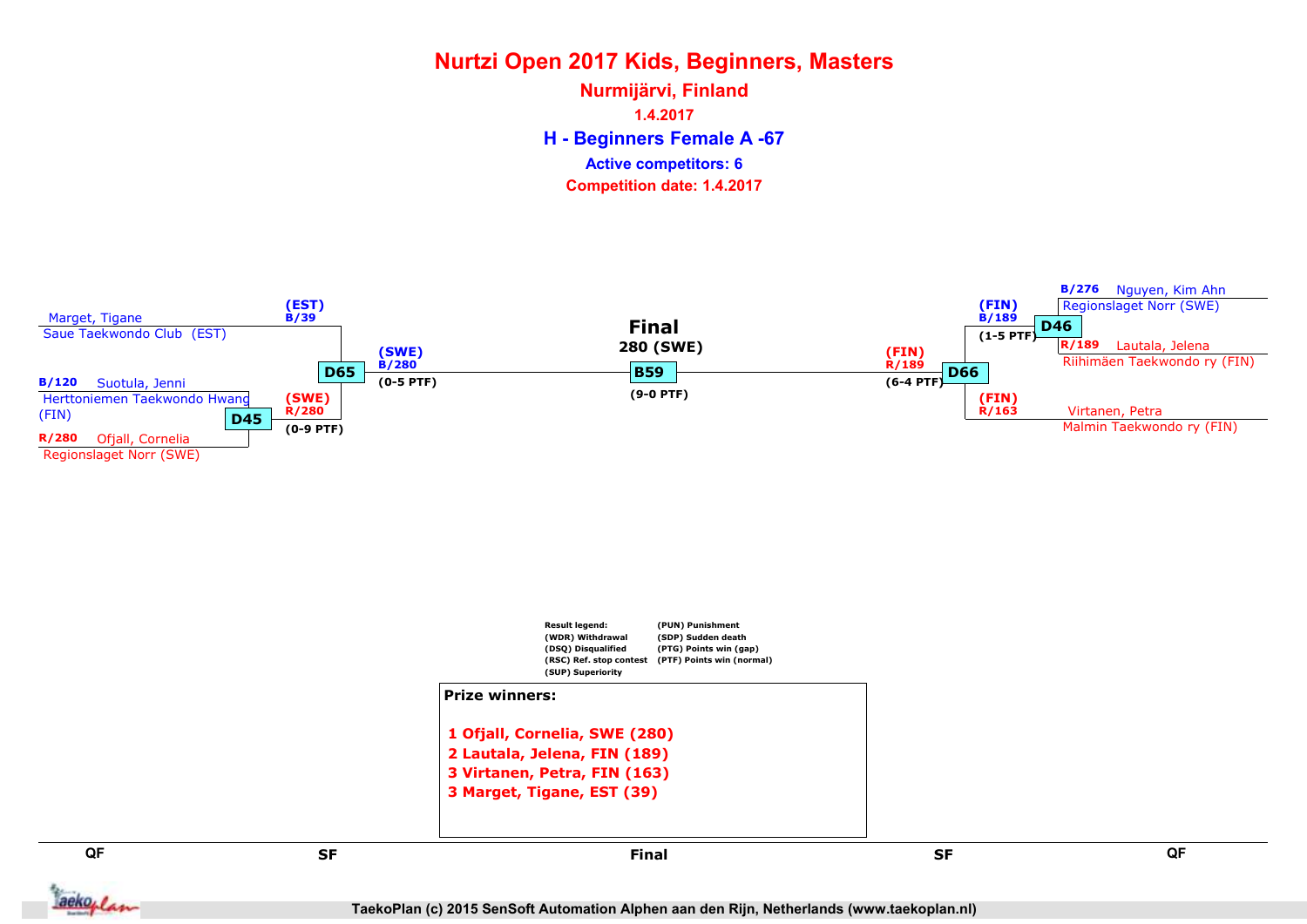# Nurtzi Open 2017 Kids, Beginners, Masters

## Nurmijärvi, Finland

1.4.2017

### H - Beginners Female A -67

Active competitors: 6

Competition date: 1.4.2017

**QF (left)**

- B/120 Suotula, Jenni — Herttoniemen Taekwondo Hwang (FIN)
- R/280 Ofjall, Cornelia — Regionslaget Norr (SWE)
- D45: (SWE) R/280 (0-9 PTF)

**SF (left)**

- Marget, Tigane — Saue Taekwondo Club (EST) — (EST) B/39
- D65: (SWE) B/280 (0-5 PTF)

**Final**

280 (SWE)

B59 (9-0 PTF)

**SF (right)**

- D66: (FIN) R/189 (6-4 PTF)
- (FIN) R/163 Virtanen, Petra — Malmin Taekwondo ry (FIN)

**QF (right)**

- B/276 Nguyen, Kim Ahn — Regionslaget Norr (SWE)
- R/189 Lautala, Jelena — Riihimäen Taekwondo ry (FIN)
- D46: (FIN) B/189 (1-5 PTF)

Result legend:
(WDR) Withdrawal
(DSQ) Disqualified
(RSC) Ref. stop contest
(SUP) Superiority
(PUN) Punishment
(SDP) Sudden death
(PTG) Points win (gap)
(PTF) Points win (normal)

**Prize winners:**

1 Ofjall, Cornelia, SWE (280)
2 Lautala, Jelena, FIN (189)
3 Virtanen, Petra, FIN (163)
3 Marget, Tigane, EST (39)

QF | SF | Final | SF | QF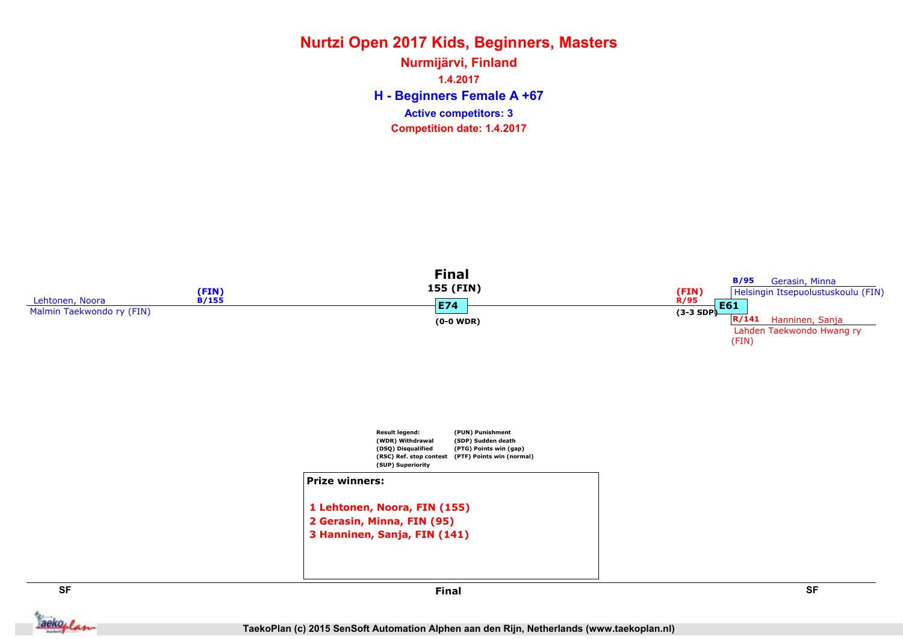# Nurtzi Open 2017 Kids, Beginners, Masters

**Nurmijärvi, Finland**

**1.4.2017**

## H - Beginners Female A +67

**Active competitors: 3**

**Competition date: 1.4.2017**

**Final**

**155 (FIN)**

Lehtonen, Noora
Malmin Taekwondo ry (FIN)
(FIN)
B/155

**E74**
(0-0 WDR)

(FIN)
R/95
(3-3 SDP)

**E61**

B/95 Gerasin, Minna
Helsingin Itsepuolustuskoulu (FIN)

R/141 Hanninen, Sanja
Lahden Taekwondo Hwang ry (FIN)

| Result legend: | |
|---|---|
| (WDR) Withdrawal | (PUN) Punishment |
| (DSQ) Disqualified | (SDP) Sudden death |
| (RSC) Ref. stop contest | (PTG) Points win (gap) |
| (SUP) Superiority | (PTF) Points win (normal) |

**Prize winners:**

1 Lehtonen, Noora, FIN (155)
2 Gerasin, Minna, FIN (95)
3 Hanninen, Sanja, FIN (141)

SF | Final | SF

TaekoPlan (c) 2015 SenSoft Automation Alphen aan den Rijn, Netherlands (www.taekoplan.nl)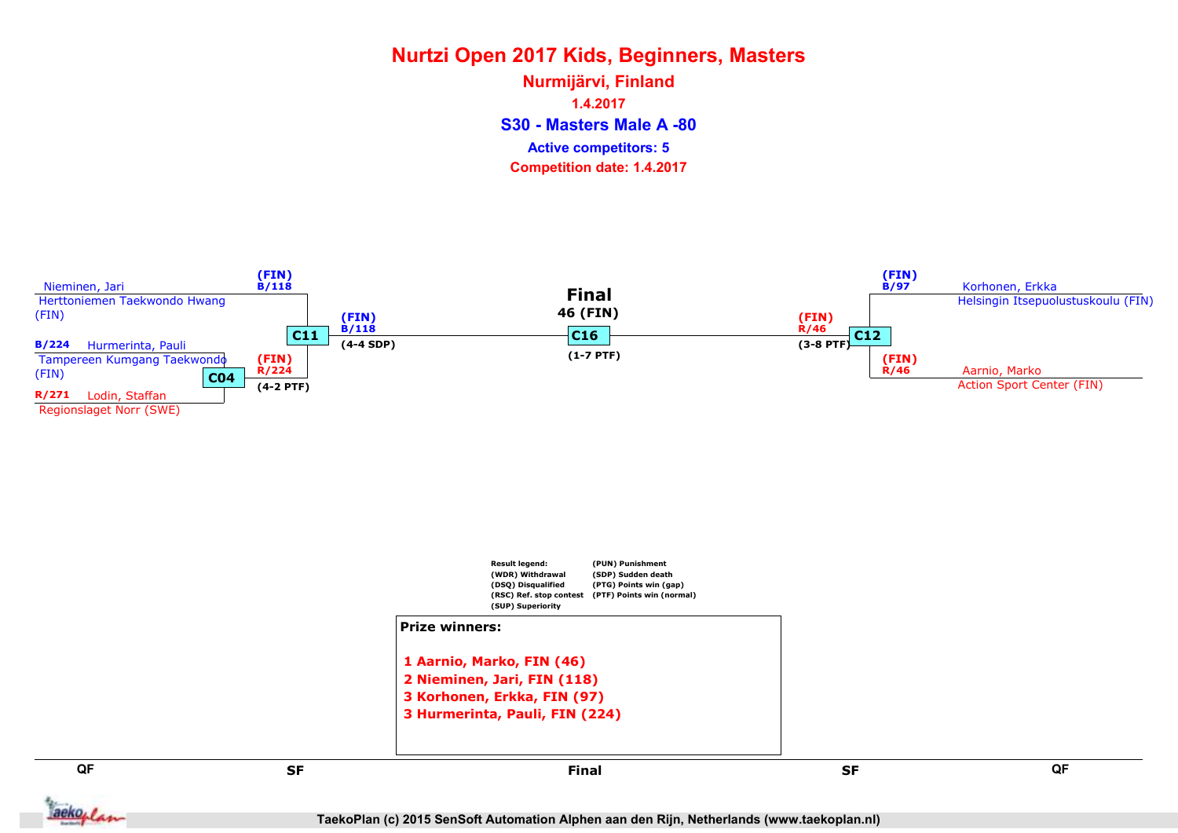# Nurtzi Open 2017 Kids, Beginners, Masters

## Nurmijärvi, Finland

1.4.2017

### S30 - Masters Male A -80

**Active competitors: 5**

**Competition date: 1.4.2017**

Nieminen, Jari
Herttoniemen Taekwondo Hwang (FIN)

B/224 Hurmerinta, Pauli
Tampereen Kumgang Taekwondo (FIN)

R/271 Lodin, Staffan
Regionslaget Norr (SWE)

C04: (FIN) R/224 (4-2 PTF)

C11: (FIN) B/118 (4-4 SDP)

**Final**
46 (FIN)
C16 (1-7 PTF)

C12: (FIN) R/46 (3-8 PTF)

(FIN) B/97 Korhonen, Erkka
Helsingin Itsepuolustuskoulu (FIN)

(FIN) R/46 Aarnio, Marko
Action Sport Center (FIN)

Result legend:
(WDR) Withdrawal
(DSQ) Disqualified
(RSC) Ref. stop contest
(SUP) Superiority
(PUN) Punishment
(SDP) Sudden death
(PTG) Points win (gap)
(PTF) Points win (normal)

**Prize winners:**

1 Aarnio, Marko, FIN (46)
2 Nieminen, Jari, FIN (118)
3 Korhonen, Erkka, FIN (97)
3 Hurmerinta, Pauli, FIN (224)

QF | SF | Final | SF | QF

TaekoPlan (c) 2015 SenSoft Automation Alphen aan den Rijn, Netherlands (www.taekoplan.nl)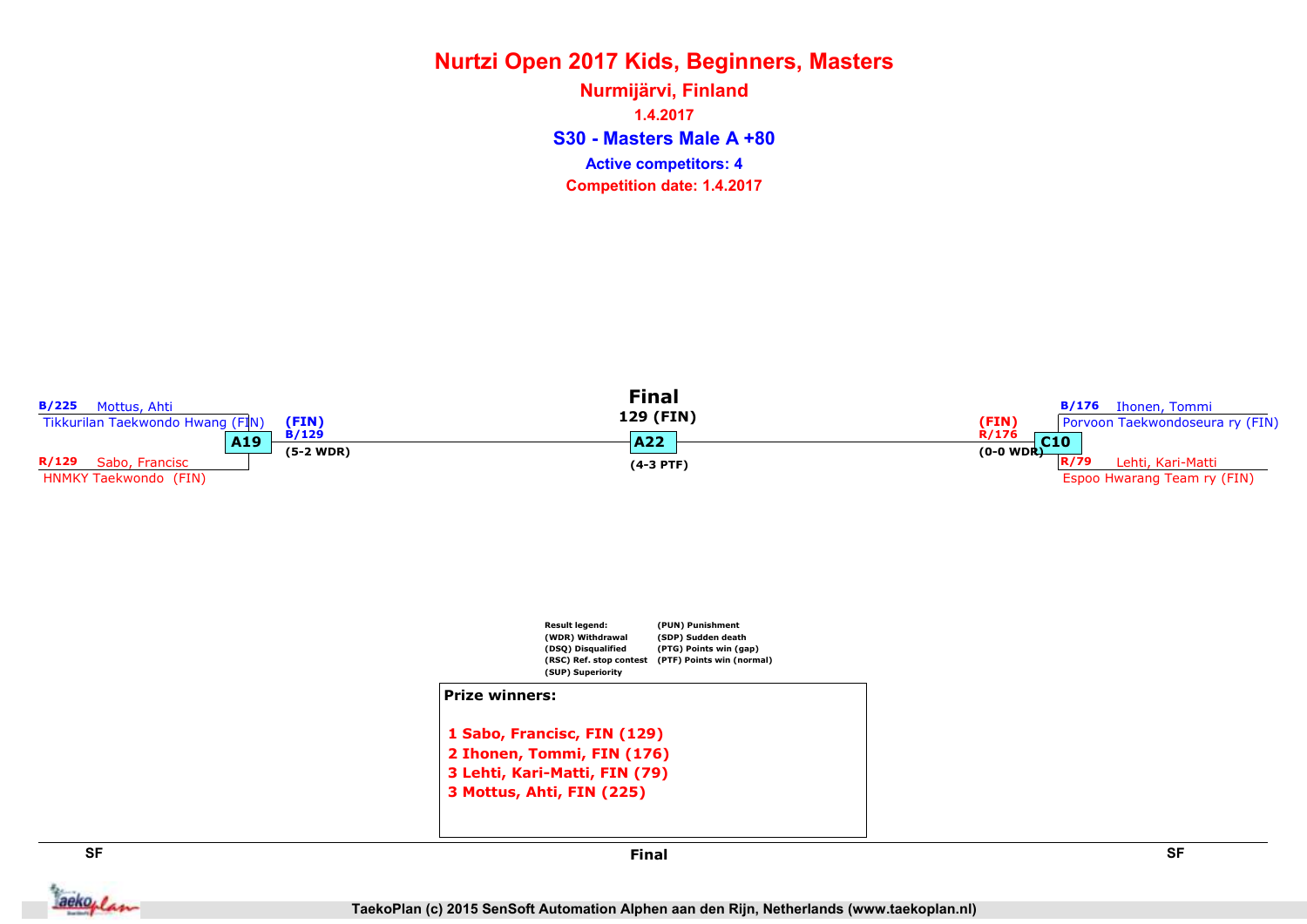# Nurtzi Open 2017 Kids, Beginners, Masters

## Nurmijärvi, Finland

1.4.2017

### S30 - Masters Male A +80

Active competitors: 4

Competition date: 1.4.2017

**SF**

B/225 Mottus, Ahti
Tikkurilan Taekwondo Hwang (FIN)

**A19**

R/129 Sabo, Francisc
HNMKY Taekwondo (FIN)

(FIN)
B/129
(5-2 WDR)

**Final**

129 (FIN)

**A22**

(4-3 PTF)

**SF**

B/176 Ihonen, Tommi
Porvoon Taekwondoseura ry (FIN)

**C10**

R/79 Lehti, Kari-Matti
Espoo Hwarang Team ry (FIN)

(FIN)
R/176
(0-0 WDR)

Result legend:
(WDR) Withdrawal
(DSQ) Disqualified
(RSC) Ref. stop contest
(SUP) Superiority
(PUN) Punishment
(SDP) Sudden death
(PTG) Points win (gap)
(PTF) Points win (normal)

**Prize winners:**

1 Sabo, Francisc, FIN (129)
2 Ihonen, Tommi, FIN (176)
3 Lehti, Kari-Matti, FIN (79)
3 Mottus, Ahti, FIN (225)

TaekoPlan (c) 2015 SenSoft Automation Alphen aan den Rijn, Netherlands (www.taekoplan.nl)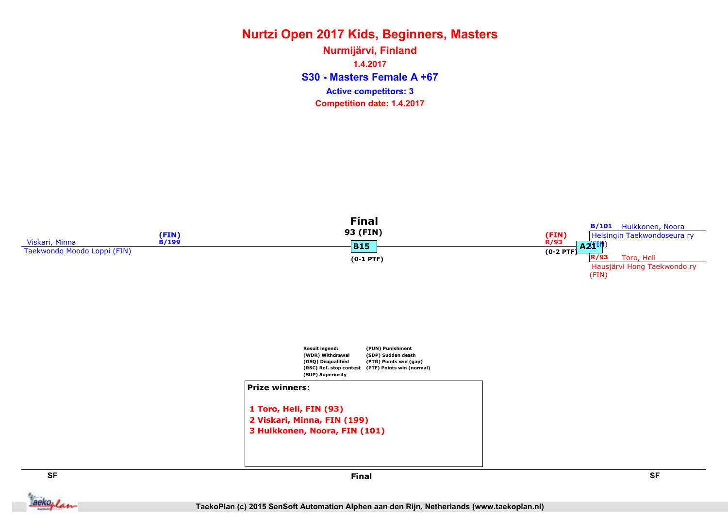# Nurtzi Open 2017 Kids, Beginners, Masters

## Nurmijärvi, Finland

1.4.2017

### S30 - Masters Female A +67

Active competitors: 3

Competition date: 1.4.2017

Viskari, Minna
Taekwondo Moodo Loppi (FIN)
(FIN)
B/199

**Final**
93 (FIN)
B15
(0-1 PTF)

(FIN)
R/93
(0-2 PTF)
A21

B/101 Hulkkonen, Noora
Helsingin Taekwondoseura ry (FIN)

R/93 Toro, Heli
Hausjärvi Hong Taekwondo ry (FIN)

Result legend:
(WDR) Withdrawal
(DSQ) Disqualified
(RSC) Ref. stop contest
(SUP) Superiority
(PUN) Punishment
(SDP) Sudden death
(PTG) Points win (gap)
(PTF) Points win (normal)

**Prize winners:**

1 Toro, Heli, FIN (93)
2 Viskari, Minna, FIN (199)
3 Hulkkonen, Noora, FIN (101)

SF | Final | SF

TaekoPlan (c) 2015 SenSoft Automation Alphen aan den Rijn, Netherlands (www.taekoplan.nl)